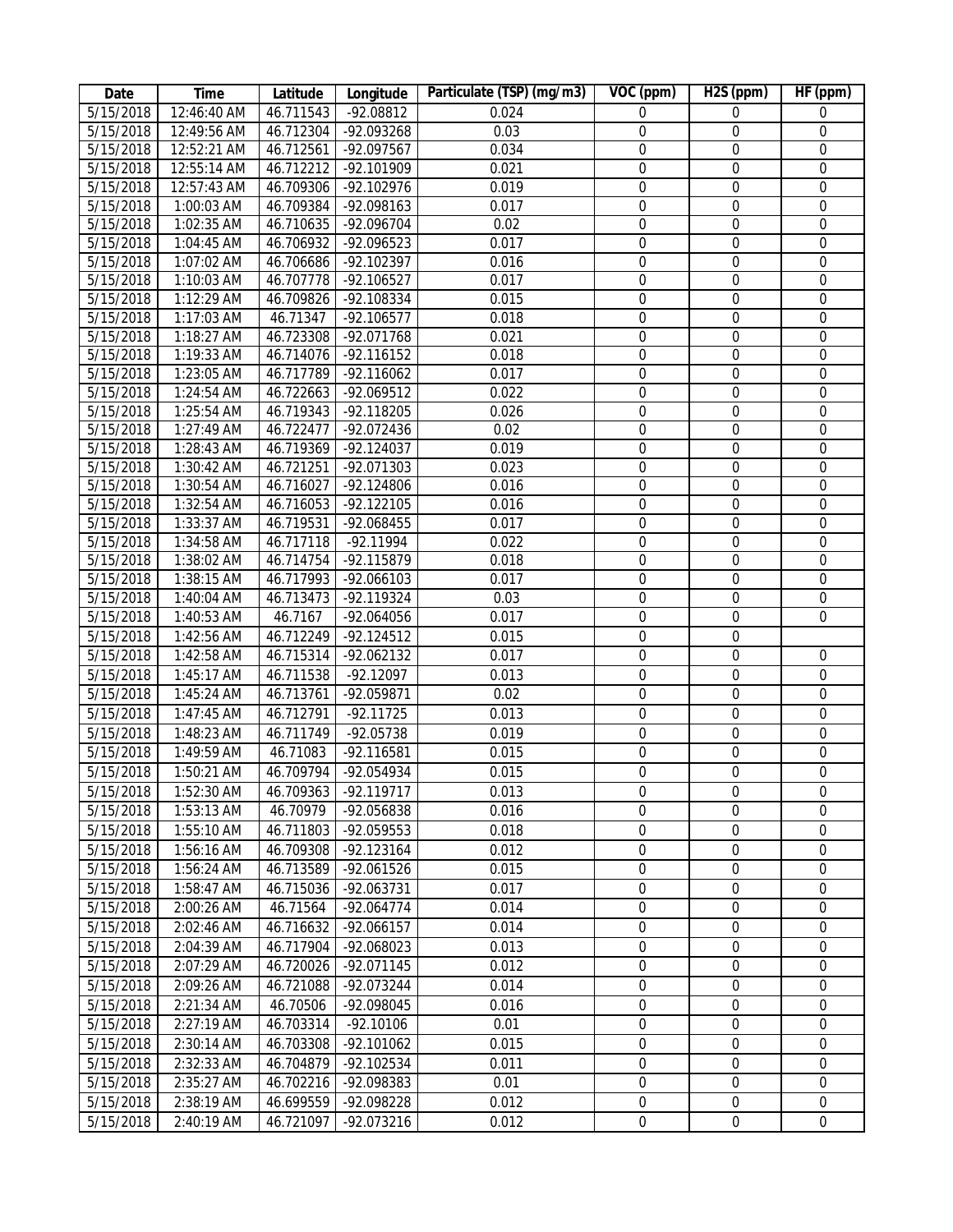| Date | Time | Latitude | Longitude | Particulate (TSP) (mg/m3) | VOC (ppm) | H2S (ppm) | HF (ppm) |
|---|---|---|---|---|---|---|---|
| 5/15/2018 | 12:46:40 AM | 46.711543 | -92.08812 | 0.024 | 0 | 0 | 0 |
| 5/15/2018 | 12:49:56 AM | 46.712304 | -92.093268 | 0.03 | 0 | 0 | 0 |
| 5/15/2018 | 12:52:21 AM | 46.712561 | -92.097567 | 0.034 | 0 | 0 | 0 |
| 5/15/2018 | 12:55:14 AM | 46.712212 | -92.101909 | 0.021 | 0 | 0 | 0 |
| 5/15/2018 | 12:57:43 AM | 46.709306 | -92.102976 | 0.019 | 0 | 0 | 0 |
| 5/15/2018 | 1:00:03 AM | 46.709384 | -92.098163 | 0.017 | 0 | 0 | 0 |
| 5/15/2018 | 1:02:35 AM | 46.710635 | -92.096704 | 0.02 | 0 | 0 | 0 |
| 5/15/2018 | 1:04:45 AM | 46.706932 | -92.096523 | 0.017 | 0 | 0 | 0 |
| 5/15/2018 | 1:07:02 AM | 46.706686 | -92.102397 | 0.016 | 0 | 0 | 0 |
| 5/15/2018 | 1:10:03 AM | 46.707778 | -92.106527 | 0.017 | 0 | 0 | 0 |
| 5/15/2018 | 1:12:29 AM | 46.709826 | -92.108334 | 0.015 | 0 | 0 | 0 |
| 5/15/2018 | 1:17:03 AM | 46.71347 | -92.106577 | 0.018 | 0 | 0 | 0 |
| 5/15/2018 | 1:18:27 AM | 46.723308 | -92.071768 | 0.021 | 0 | 0 | 0 |
| 5/15/2018 | 1:19:33 AM | 46.714076 | -92.116152 | 0.018 | 0 | 0 | 0 |
| 5/15/2018 | 1:23:05 AM | 46.717789 | -92.116062 | 0.017 | 0 | 0 | 0 |
| 5/15/2018 | 1:24:54 AM | 46.722663 | -92.069512 | 0.022 | 0 | 0 | 0 |
| 5/15/2018 | 1:25:54 AM | 46.719343 | -92.118205 | 0.026 | 0 | 0 | 0 |
| 5/15/2018 | 1:27:49 AM | 46.722477 | -92.072436 | 0.02 | 0 | 0 | 0 |
| 5/15/2018 | 1:28:43 AM | 46.719369 | -92.124037 | 0.019 | 0 | 0 | 0 |
| 5/15/2018 | 1:30:42 AM | 46.721251 | -92.071303 | 0.023 | 0 | 0 | 0 |
| 5/15/2018 | 1:30:54 AM | 46.716027 | -92.124806 | 0.016 | 0 | 0 | 0 |
| 5/15/2018 | 1:32:54 AM | 46.716053 | -92.122105 | 0.016 | 0 | 0 | 0 |
| 5/15/2018 | 1:33:37 AM | 46.719531 | -92.068455 | 0.017 | 0 | 0 | 0 |
| 5/15/2018 | 1:34:58 AM | 46.717118 | -92.11994 | 0.022 | 0 | 0 | 0 |
| 5/15/2018 | 1:38:02 AM | 46.714754 | -92.115879 | 0.018 | 0 | 0 | 0 |
| 5/15/2018 | 1:38:15 AM | 46.717993 | -92.066103 | 0.017 | 0 | 0 | 0 |
| 5/15/2018 | 1:40:04 AM | 46.713473 | -92.119324 | 0.03 | 0 | 0 | 0 |
| 5/15/2018 | 1:40:53 AM | 46.7167 | -92.064056 | 0.017 | 0 | 0 | 0 |
| 5/15/2018 | 1:42:56 AM | 46.712249 | -92.124512 | 0.015 | 0 | 0 | |
| 5/15/2018 | 1:42:58 AM | 46.715314 | -92.062132 | 0.017 | 0 | 0 | 0 |
| 5/15/2018 | 1:45:17 AM | 46.711538 | -92.12097 | 0.013 | 0 | 0 | 0 |
| 5/15/2018 | 1:45:24 AM | 46.713761 | -92.059871 | 0.02 | 0 | 0 | 0 |
| 5/15/2018 | 1:47:45 AM | 46.712791 | -92.11725 | 0.013 | 0 | 0 | 0 |
| 5/15/2018 | 1:48:23 AM | 46.711749 | -92.05738 | 0.019 | 0 | 0 | 0 |
| 5/15/2018 | 1:49:59 AM | 46.71083 | -92.116581 | 0.015 | 0 | 0 | 0 |
| 5/15/2018 | 1:50:21 AM | 46.709794 | -92.054934 | 0.015 | 0 | 0 | 0 |
| 5/15/2018 | 1:52:30 AM | 46.709363 | -92.119717 | 0.013 | 0 | 0 | 0 |
| 5/15/2018 | 1:53:13 AM | 46.70979 | -92.056838 | 0.016 | 0 | 0 | 0 |
| 5/15/2018 | 1:55:10 AM | 46.711803 | -92.059553 | 0.018 | 0 | 0 | 0 |
| 5/15/2018 | 1:56:16 AM | 46.709308 | -92.123164 | 0.012 | 0 | 0 | 0 |
| 5/15/2018 | 1:56:24 AM | 46.713589 | -92.061526 | 0.015 | 0 | 0 | 0 |
| 5/15/2018 | 1:58:47 AM | 46.715036 | -92.063731 | 0.017 | 0 | 0 | 0 |
| 5/15/2018 | 2:00:26 AM | 46.71564 | -92.064774 | 0.014 | 0 | 0 | 0 |
| 5/15/2018 | 2:02:46 AM | 46.716632 | -92.066157 | 0.014 | 0 | 0 | 0 |
| 5/15/2018 | 2:04:39 AM | 46.717904 | -92.068023 | 0.013 | 0 | 0 | 0 |
| 5/15/2018 | 2:07:29 AM | 46.720026 | -92.071145 | 0.012 | 0 | 0 | 0 |
| 5/15/2018 | 2:09:26 AM | 46.721088 | -92.073244 | 0.014 | 0 | 0 | 0 |
| 5/15/2018 | 2:21:34 AM | 46.70506 | -92.098045 | 0.016 | 0 | 0 | 0 |
| 5/15/2018 | 2:27:19 AM | 46.703314 | -92.10106 | 0.01 | 0 | 0 | 0 |
| 5/15/2018 | 2:30:14 AM | 46.703308 | -92.101062 | 0.015 | 0 | 0 | 0 |
| 5/15/2018 | 2:32:33 AM | 46.704879 | -92.102534 | 0.011 | 0 | 0 | 0 |
| 5/15/2018 | 2:35:27 AM | 46.702216 | -92.098383 | 0.01 | 0 | 0 | 0 |
| 5/15/2018 | 2:38:19 AM | 46.699559 | -92.098228 | 0.012 | 0 | 0 | 0 |
| 5/15/2018 | 2:40:19 AM | 46.721097 | -92.073216 | 0.012 | 0 | 0 | 0 |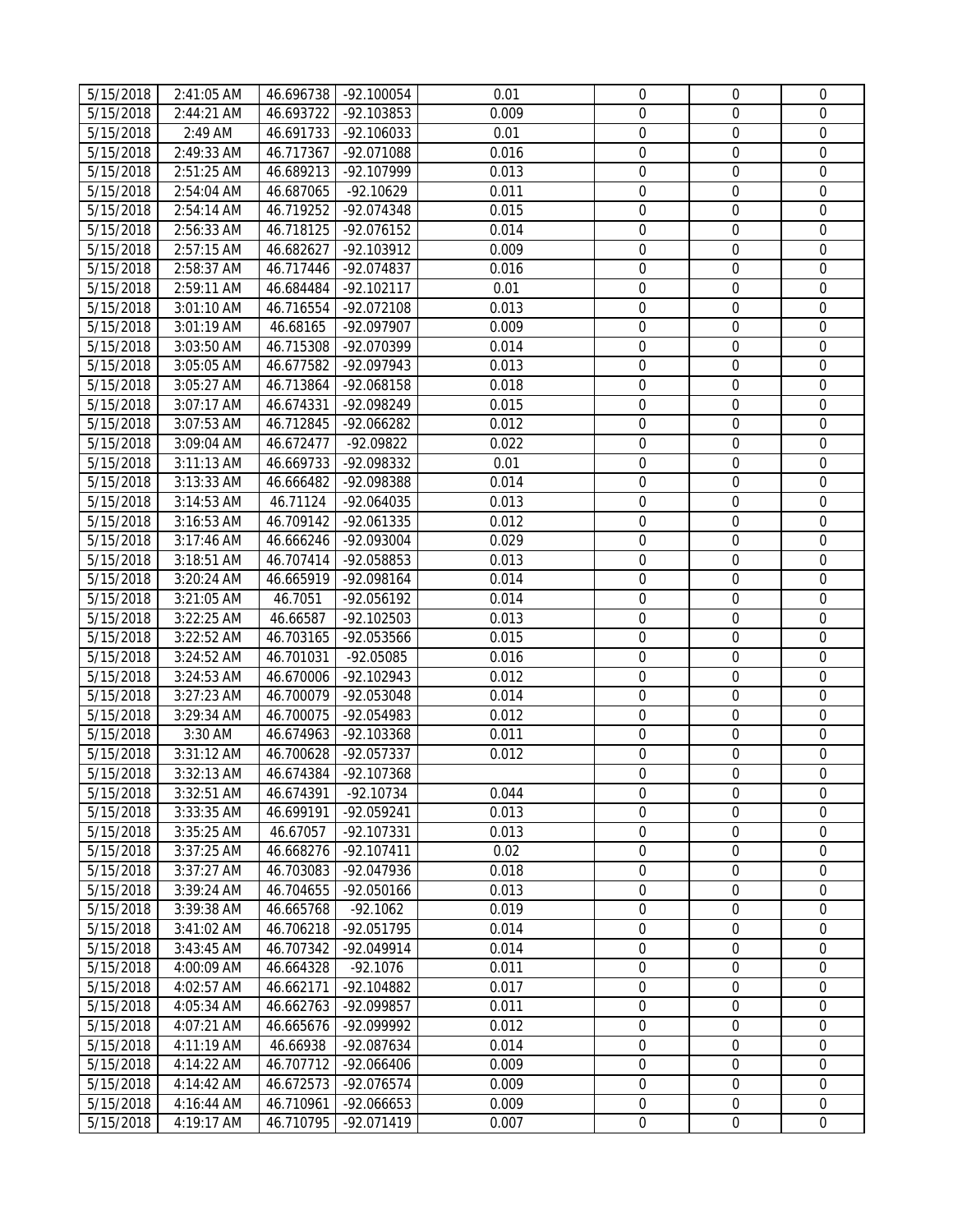| 5/15/2018 | 2:41:05 AM | 46.696738 | -92.100054 | 0.01 | 0 | 0 | 0 |
|---|---|---|---|---|---|---|---|
| 5/15/2018 | 2:44:21 AM | 46.693722 | -92.103853 | 0.009 | 0 | 0 | 0 |
| 5/15/2018 | 2:49 AM | 46.691733 | -92.106033 | 0.01 | 0 | 0 | 0 |
| 5/15/2018 | 2:49:33 AM | 46.717367 | -92.071088 | 0.016 | 0 | 0 | 0 |
| 5/15/2018 | 2:51:25 AM | 46.689213 | -92.107999 | 0.013 | 0 | 0 | 0 |
| 5/15/2018 | 2:54:04 AM | 46.687065 | -92.10629 | 0.011 | 0 | 0 | 0 |
| 5/15/2018 | 2:54:14 AM | 46.719252 | -92.074348 | 0.015 | 0 | 0 | 0 |
| 5/15/2018 | 2:56:33 AM | 46.718125 | -92.076152 | 0.014 | 0 | 0 | 0 |
| 5/15/2018 | 2:57:15 AM | 46.682627 | -92.103912 | 0.009 | 0 | 0 | 0 |
| 5/15/2018 | 2:58:37 AM | 46.717446 | -92.074837 | 0.016 | 0 | 0 | 0 |
| 5/15/2018 | 2:59:11 AM | 46.684484 | -92.102117 | 0.01 | 0 | 0 | 0 |
| 5/15/2018 | 3:01:10 AM | 46.716554 | -92.072108 | 0.013 | 0 | 0 | 0 |
| 5/15/2018 | 3:01:19 AM | 46.68165 | -92.097907 | 0.009 | 0 | 0 | 0 |
| 5/15/2018 | 3:03:50 AM | 46.715308 | -92.070399 | 0.014 | 0 | 0 | 0 |
| 5/15/2018 | 3:05:05 AM | 46.677582 | -92.097943 | 0.013 | 0 | 0 | 0 |
| 5/15/2018 | 3:05:27 AM | 46.713864 | -92.068158 | 0.018 | 0 | 0 | 0 |
| 5/15/2018 | 3:07:17 AM | 46.674331 | -92.098249 | 0.015 | 0 | 0 | 0 |
| 5/15/2018 | 3:07:53 AM | 46.712845 | -92.066282 | 0.012 | 0 | 0 | 0 |
| 5/15/2018 | 3:09:04 AM | 46.672477 | -92.09822 | 0.022 | 0 | 0 | 0 |
| 5/15/2018 | 3:11:13 AM | 46.669733 | -92.098332 | 0.01 | 0 | 0 | 0 |
| 5/15/2018 | 3:13:33 AM | 46.666482 | -92.098388 | 0.014 | 0 | 0 | 0 |
| 5/15/2018 | 3:14:53 AM | 46.71124 | -92.064035 | 0.013 | 0 | 0 | 0 |
| 5/15/2018 | 3:16:53 AM | 46.709142 | -92.061335 | 0.012 | 0 | 0 | 0 |
| 5/15/2018 | 3:17:46 AM | 46.666246 | -92.093004 | 0.029 | 0 | 0 | 0 |
| 5/15/2018 | 3:18:51 AM | 46.707414 | -92.058853 | 0.013 | 0 | 0 | 0 |
| 5/15/2018 | 3:20:24 AM | 46.665919 | -92.098164 | 0.014 | 0 | 0 | 0 |
| 5/15/2018 | 3:21:05 AM | 46.7051 | -92.056192 | 0.014 | 0 | 0 | 0 |
| 5/15/2018 | 3:22:25 AM | 46.66587 | -92.102503 | 0.013 | 0 | 0 | 0 |
| 5/15/2018 | 3:22:52 AM | 46.703165 | -92.053566 | 0.015 | 0 | 0 | 0 |
| 5/15/2018 | 3:24:52 AM | 46.701031 | -92.05085 | 0.016 | 0 | 0 | 0 |
| 5/15/2018 | 3:24:53 AM | 46.670006 | -92.102943 | 0.012 | 0 | 0 | 0 |
| 5/15/2018 | 3:27:23 AM | 46.700079 | -92.053048 | 0.014 | 0 | 0 | 0 |
| 5/15/2018 | 3:29:34 AM | 46.700075 | -92.054983 | 0.012 | 0 | 0 | 0 |
| 5/15/2018 | 3:30 AM | 46.674963 | -92.103368 | 0.011 | 0 | 0 | 0 |
| 5/15/2018 | 3:31:12 AM | 46.700628 | -92.057337 | 0.012 | 0 | 0 | 0 |
| 5/15/2018 | 3:32:13 AM | 46.674384 | -92.107368 | | 0 | 0 | 0 |
| 5/15/2018 | 3:32:51 AM | 46.674391 | -92.10734 | 0.044 | 0 | 0 | 0 |
| 5/15/2018 | 3:33:35 AM | 46.699191 | -92.059241 | 0.013 | 0 | 0 | 0 |
| 5/15/2018 | 3:35:25 AM | 46.67057 | -92.107331 | 0.013 | 0 | 0 | 0 |
| 5/15/2018 | 3:37:25 AM | 46.668276 | -92.107411 | 0.02 | 0 | 0 | 0 |
| 5/15/2018 | 3:37:27 AM | 46.703083 | -92.047936 | 0.018 | 0 | 0 | 0 |
| 5/15/2018 | 3:39:24 AM | 46.704655 | -92.050166 | 0.013 | 0 | 0 | 0 |
| 5/15/2018 | 3:39:38 AM | 46.665768 | -92.1062 | 0.019 | 0 | 0 | 0 |
| 5/15/2018 | 3:41:02 AM | 46.706218 | -92.051795 | 0.014 | 0 | 0 | 0 |
| 5/15/2018 | 3:43:45 AM | 46.707342 | -92.049914 | 0.014 | 0 | 0 | 0 |
| 5/15/2018 | 4:00:09 AM | 46.664328 | -92.1076 | 0.011 | 0 | 0 | 0 |
| 5/15/2018 | 4:02:57 AM | 46.662171 | -92.104882 | 0.017 | 0 | 0 | 0 |
| 5/15/2018 | 4:05:34 AM | 46.662763 | -92.099857 | 0.011 | 0 | 0 | 0 |
| 5/15/2018 | 4:07:21 AM | 46.665676 | -92.099992 | 0.012 | 0 | 0 | 0 |
| 5/15/2018 | 4:11:19 AM | 46.66938 | -92.087634 | 0.014 | 0 | 0 | 0 |
| 5/15/2018 | 4:14:22 AM | 46.707712 | -92.066406 | 0.009 | 0 | 0 | 0 |
| 5/15/2018 | 4:14:42 AM | 46.672573 | -92.076574 | 0.009 | 0 | 0 | 0 |
| 5/15/2018 | 4:16:44 AM | 46.710961 | -92.066653 | 0.009 | 0 | 0 | 0 |
| 5/15/2018 | 4:19:17 AM | 46.710795 | -92.071419 | 0.007 | 0 | 0 | 0 |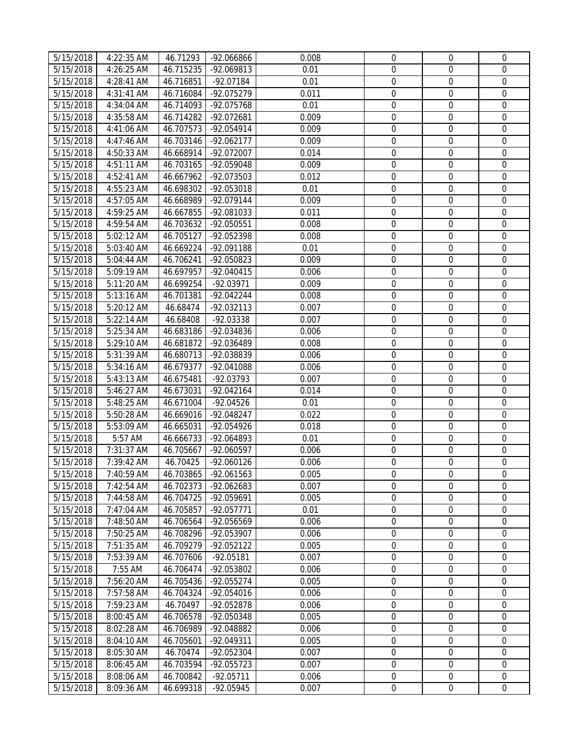| | | | | | | | |
|---|---|---|---|---|---|---|---|
| 5/15/2018 | 4:22:35 AM | 46.71293 | -92.066866 | 0.008 | 0 | 0 | 0 |
| 5/15/2018 | 4:26:25 AM | 46.715235 | -92.069813 | 0.01 | 0 | 0 | 0 |
| 5/15/2018 | 4:28:41 AM | 46.716851 | -92.07184 | 0.01 | 0 | 0 | 0 |
| 5/15/2018 | 4:31:41 AM | 46.716084 | -92.075279 | 0.011 | 0 | 0 | 0 |
| 5/15/2018 | 4:34:04 AM | 46.714093 | -92.075768 | 0.01 | 0 | 0 | 0 |
| 5/15/2018 | 4:35:58 AM | 46.714282 | -92.072681 | 0.009 | 0 | 0 | 0 |
| 5/15/2018 | 4:41:06 AM | 46.707573 | -92.054914 | 0.009 | 0 | 0 | 0 |
| 5/15/2018 | 4:47:46 AM | 46.703146 | -92.062177 | 0.009 | 0 | 0 | 0 |
| 5/15/2018 | 4:50:33 AM | 46.668914 | -92.072007 | 0.014 | 0 | 0 | 0 |
| 5/15/2018 | 4:51:11 AM | 46.703165 | -92.059048 | 0.009 | 0 | 0 | 0 |
| 5/15/2018 | 4:52:41 AM | 46.667962 | -92.073503 | 0.012 | 0 | 0 | 0 |
| 5/15/2018 | 4:55:23 AM | 46.698302 | -92.053018 | 0.01 | 0 | 0 | 0 |
| 5/15/2018 | 4:57:05 AM | 46.668989 | -92.079144 | 0.009 | 0 | 0 | 0 |
| 5/15/2018 | 4:59:25 AM | 46.667855 | -92.081033 | 0.011 | 0 | 0 | 0 |
| 5/15/2018 | 4:59:54 AM | 46.703632 | -92.050551 | 0.008 | 0 | 0 | 0 |
| 5/15/2018 | 5:02:12 AM | 46.705127 | -92.052398 | 0.008 | 0 | 0 | 0 |
| 5/15/2018 | 5:03:40 AM | 46.669224 | -92.091188 | 0.01 | 0 | 0 | 0 |
| 5/15/2018 | 5:04:44 AM | 46.706241 | -92.050823 | 0.009 | 0 | 0 | 0 |
| 5/15/2018 | 5:09:19 AM | 46.697957 | -92.040415 | 0.006 | 0 | 0 | 0 |
| 5/15/2018 | 5:11:20 AM | 46.699254 | -92.03971 | 0.009 | 0 | 0 | 0 |
| 5/15/2018 | 5:13:16 AM | 46.701381 | -92.042244 | 0.008 | 0 | 0 | 0 |
| 5/15/2018 | 5:20:12 AM | 46.68474 | -92.032113 | 0.007 | 0 | 0 | 0 |
| 5/15/2018 | 5:22:14 AM | 46.68408 | -92.03338 | 0.007 | 0 | 0 | 0 |
| 5/15/2018 | 5:25:34 AM | 46.683186 | -92.034836 | 0.006 | 0 | 0 | 0 |
| 5/15/2018 | 5:29:10 AM | 46.681872 | -92.036489 | 0.008 | 0 | 0 | 0 |
| 5/15/2018 | 5:31:39 AM | 46.680713 | -92.038839 | 0.006 | 0 | 0 | 0 |
| 5/15/2018 | 5:34:16 AM | 46.679377 | -92.041088 | 0.006 | 0 | 0 | 0 |
| 5/15/2018 | 5:43:13 AM | 46.675481 | -92.03793 | 0.007 | 0 | 0 | 0 |
| 5/15/2018 | 5:46:27 AM | 46.673031 | -92.042164 | 0.014 | 0 | 0 | 0 |
| 5/15/2018 | 5:48:25 AM | 46.671004 | -92.04526 | 0.01 | 0 | 0 | 0 |
| 5/15/2018 | 5:50:28 AM | 46.669016 | -92.048247 | 0.022 | 0 | 0 | 0 |
| 5/15/2018 | 5:53:09 AM | 46.665031 | -92.054926 | 0.018 | 0 | 0 | 0 |
| 5/15/2018 | 5:57 AM | 46.666733 | -92.064893 | 0.01 | 0 | 0 | 0 |
| 5/15/2018 | 7:31:37 AM | 46.705667 | -92.060597 | 0.006 | 0 | 0 | 0 |
| 5/15/2018 | 7:39:42 AM | 46.70425 | -92.060126 | 0.006 | 0 | 0 | 0 |
| 5/15/2018 | 7:40:59 AM | 46.703865 | -92.061563 | 0.005 | 0 | 0 | 0 |
| 5/15/2018 | 7:42:54 AM | 46.702373 | -92.062683 | 0.007 | 0 | 0 | 0 |
| 5/15/2018 | 7:44:58 AM | 46.704725 | -92.059691 | 0.005 | 0 | 0 | 0 |
| 5/15/2018 | 7:47:04 AM | 46.705857 | -92.057771 | 0.01 | 0 | 0 | 0 |
| 5/15/2018 | 7:48:50 AM | 46.706564 | -92.056569 | 0.006 | 0 | 0 | 0 |
| 5/15/2018 | 7:50:25 AM | 46.708296 | -92.053907 | 0.006 | 0 | 0 | 0 |
| 5/15/2018 | 7:51:35 AM | 46.709279 | -92.052122 | 0.005 | 0 | 0 | 0 |
| 5/15/2018 | 7:53:39 AM | 46.707606 | -92.05181 | 0.007 | 0 | 0 | 0 |
| 5/15/2018 | 7:55 AM | 46.706474 | -92.053802 | 0.006 | 0 | 0 | 0 |
| 5/15/2018 | 7:56:20 AM | 46.705436 | -92.055274 | 0.005 | 0 | 0 | 0 |
| 5/15/2018 | 7:57:58 AM | 46.704324 | -92.054016 | 0.006 | 0 | 0 | 0 |
| 5/15/2018 | 7:59:23 AM | 46.70497 | -92.052878 | 0.006 | 0 | 0 | 0 |
| 5/15/2018 | 8:00:45 AM | 46.706578 | -92.050348 | 0.005 | 0 | 0 | 0 |
| 5/15/2018 | 8:02:28 AM | 46.706989 | -92.048882 | 0.006 | 0 | 0 | 0 |
| 5/15/2018 | 8:04:10 AM | 46.705601 | -92.049311 | 0.005 | 0 | 0 | 0 |
| 5/15/2018 | 8:05:30 AM | 46.70474 | -92.052304 | 0.007 | 0 | 0 | 0 |
| 5/15/2018 | 8:06:45 AM | 46.703594 | -92.055723 | 0.007 | 0 | 0 | 0 |
| 5/15/2018 | 8:08:06 AM | 46.700842 | -92.05711 | 0.006 | 0 | 0 | 0 |
| 5/15/2018 | 8:09:36 AM | 46.699318 | -92.05945 | 0.007 | 0 | 0 | 0 |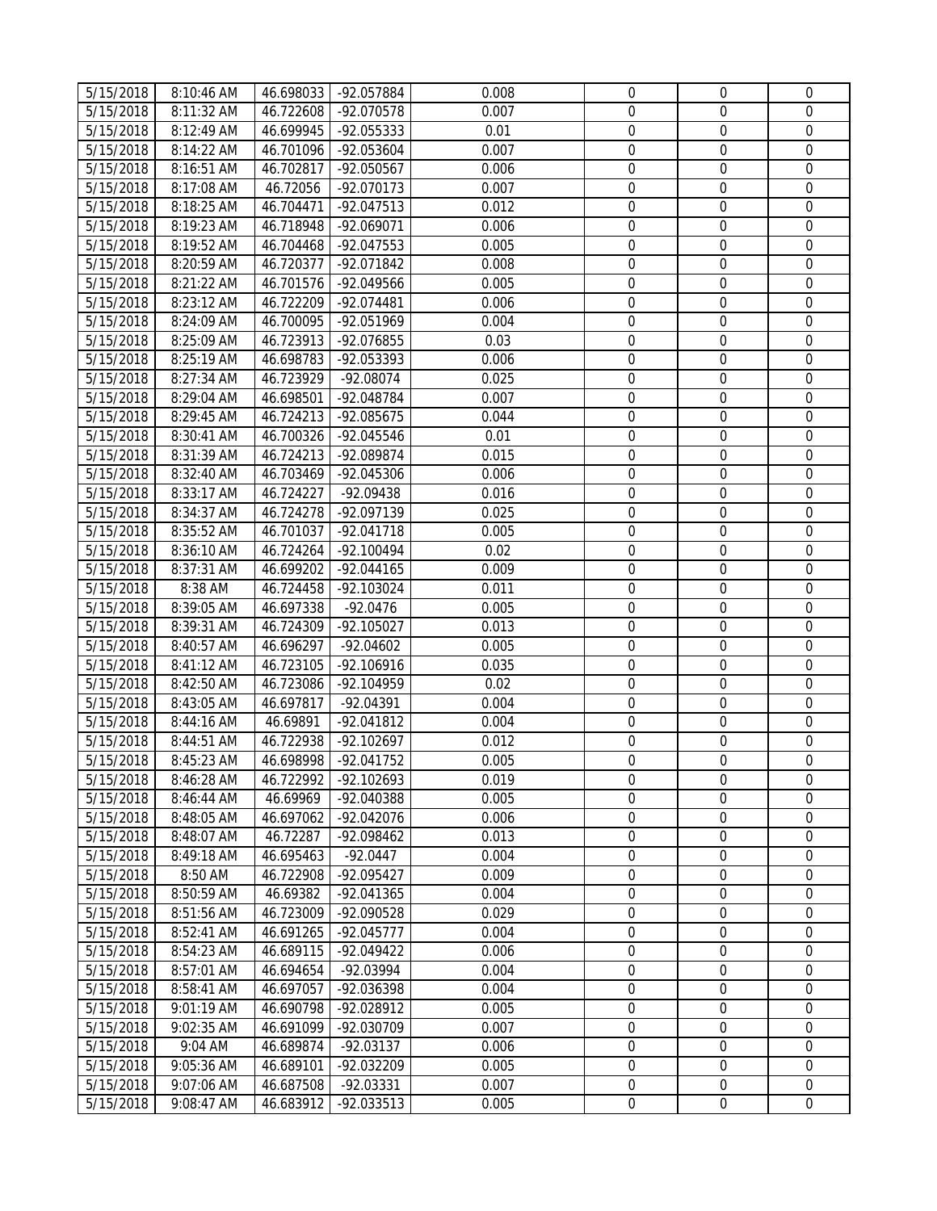| 5/15/2018 | 8:10:46 AM | 46.698033 | -92.057884 | 0.008 | 0 | 0 | 0 |
|---|---|---|---|---|---|---|---|
| 5/15/2018 | 8:11:32 AM | 46.722608 | -92.070578 | 0.007 | 0 | 0 | 0 |
| 5/15/2018 | 8:12:49 AM | 46.699945 | -92.055333 | 0.01 | 0 | 0 | 0 |
| 5/15/2018 | 8:14:22 AM | 46.701096 | -92.053604 | 0.007 | 0 | 0 | 0 |
| 5/15/2018 | 8:16:51 AM | 46.702817 | -92.050567 | 0.006 | 0 | 0 | 0 |
| 5/15/2018 | 8:17:08 AM | 46.72056 | -92.070173 | 0.007 | 0 | 0 | 0 |
| 5/15/2018 | 8:18:25 AM | 46.704471 | -92.047513 | 0.012 | 0 | 0 | 0 |
| 5/15/2018 | 8:19:23 AM | 46.718948 | -92.069071 | 0.006 | 0 | 0 | 0 |
| 5/15/2018 | 8:19:52 AM | 46.704468 | -92.047553 | 0.005 | 0 | 0 | 0 |
| 5/15/2018 | 8:20:59 AM | 46.720377 | -92.071842 | 0.008 | 0 | 0 | 0 |
| 5/15/2018 | 8:21:22 AM | 46.701576 | -92.049566 | 0.005 | 0 | 0 | 0 |
| 5/15/2018 | 8:23:12 AM | 46.722209 | -92.074481 | 0.006 | 0 | 0 | 0 |
| 5/15/2018 | 8:24:09 AM | 46.700095 | -92.051969 | 0.004 | 0 | 0 | 0 |
| 5/15/2018 | 8:25:09 AM | 46.723913 | -92.076855 | 0.03 | 0 | 0 | 0 |
| 5/15/2018 | 8:25:19 AM | 46.698783 | -92.053393 | 0.006 | 0 | 0 | 0 |
| 5/15/2018 | 8:27:34 AM | 46.723929 | -92.08074 | 0.025 | 0 | 0 | 0 |
| 5/15/2018 | 8:29:04 AM | 46.698501 | -92.048784 | 0.007 | 0 | 0 | 0 |
| 5/15/2018 | 8:29:45 AM | 46.724213 | -92.085675 | 0.044 | 0 | 0 | 0 |
| 5/15/2018 | 8:30:41 AM | 46.700326 | -92.045546 | 0.01 | 0 | 0 | 0 |
| 5/15/2018 | 8:31:39 AM | 46.724213 | -92.089874 | 0.015 | 0 | 0 | 0 |
| 5/15/2018 | 8:32:40 AM | 46.703469 | -92.045306 | 0.006 | 0 | 0 | 0 |
| 5/15/2018 | 8:33:17 AM | 46.724227 | -92.09438 | 0.016 | 0 | 0 | 0 |
| 5/15/2018 | 8:34:37 AM | 46.724278 | -92.097139 | 0.025 | 0 | 0 | 0 |
| 5/15/2018 | 8:35:52 AM | 46.701037 | -92.041718 | 0.005 | 0 | 0 | 0 |
| 5/15/2018 | 8:36:10 AM | 46.724264 | -92.100494 | 0.02 | 0 | 0 | 0 |
| 5/15/2018 | 8:37:31 AM | 46.699202 | -92.044165 | 0.009 | 0 | 0 | 0 |
| 5/15/2018 | 8:38 AM | 46.724458 | -92.103024 | 0.011 | 0 | 0 | 0 |
| 5/15/2018 | 8:39:05 AM | 46.697338 | -92.0476 | 0.005 | 0 | 0 | 0 |
| 5/15/2018 | 8:39:31 AM | 46.724309 | -92.105027 | 0.013 | 0 | 0 | 0 |
| 5/15/2018 | 8:40:57 AM | 46.696297 | -92.04602 | 0.005 | 0 | 0 | 0 |
| 5/15/2018 | 8:41:12 AM | 46.723105 | -92.106916 | 0.035 | 0 | 0 | 0 |
| 5/15/2018 | 8:42:50 AM | 46.723086 | -92.104959 | 0.02 | 0 | 0 | 0 |
| 5/15/2018 | 8:43:05 AM | 46.697817 | -92.04391 | 0.004 | 0 | 0 | 0 |
| 5/15/2018 | 8:44:16 AM | 46.69891 | -92.041812 | 0.004 | 0 | 0 | 0 |
| 5/15/2018 | 8:44:51 AM | 46.722938 | -92.102697 | 0.012 | 0 | 0 | 0 |
| 5/15/2018 | 8:45:23 AM | 46.698998 | -92.041752 | 0.005 | 0 | 0 | 0 |
| 5/15/2018 | 8:46:28 AM | 46.722992 | -92.102693 | 0.019 | 0 | 0 | 0 |
| 5/15/2018 | 8:46:44 AM | 46.69969 | -92.040388 | 0.005 | 0 | 0 | 0 |
| 5/15/2018 | 8:48:05 AM | 46.697062 | -92.042076 | 0.006 | 0 | 0 | 0 |
| 5/15/2018 | 8:48:07 AM | 46.72287 | -92.098462 | 0.013 | 0 | 0 | 0 |
| 5/15/2018 | 8:49:18 AM | 46.695463 | -92.0447 | 0.004 | 0 | 0 | 0 |
| 5/15/2018 | 8:50 AM | 46.722908 | -92.095427 | 0.009 | 0 | 0 | 0 |
| 5/15/2018 | 8:50:59 AM | 46.69382 | -92.041365 | 0.004 | 0 | 0 | 0 |
| 5/15/2018 | 8:51:56 AM | 46.723009 | -92.090528 | 0.029 | 0 | 0 | 0 |
| 5/15/2018 | 8:52:41 AM | 46.691265 | -92.045777 | 0.004 | 0 | 0 | 0 |
| 5/15/2018 | 8:54:23 AM | 46.689115 | -92.049422 | 0.006 | 0 | 0 | 0 |
| 5/15/2018 | 8:57:01 AM | 46.694654 | -92.03994 | 0.004 | 0 | 0 | 0 |
| 5/15/2018 | 8:58:41 AM | 46.697057 | -92.036398 | 0.004 | 0 | 0 | 0 |
| 5/15/2018 | 9:01:19 AM | 46.690798 | -92.028912 | 0.005 | 0 | 0 | 0 |
| 5/15/2018 | 9:02:35 AM | 46.691099 | -92.030709 | 0.007 | 0 | 0 | 0 |
| 5/15/2018 | 9:04 AM | 46.689874 | -92.03137 | 0.006 | 0 | 0 | 0 |
| 5/15/2018 | 9:05:36 AM | 46.689101 | -92.032209 | 0.005 | 0 | 0 | 0 |
| 5/15/2018 | 9:07:06 AM | 46.687508 | -92.03331 | 0.007 | 0 | 0 | 0 |
| 5/15/2018 | 9:08:47 AM | 46.683912 | -92.033513 | 0.005 | 0 | 0 | 0 |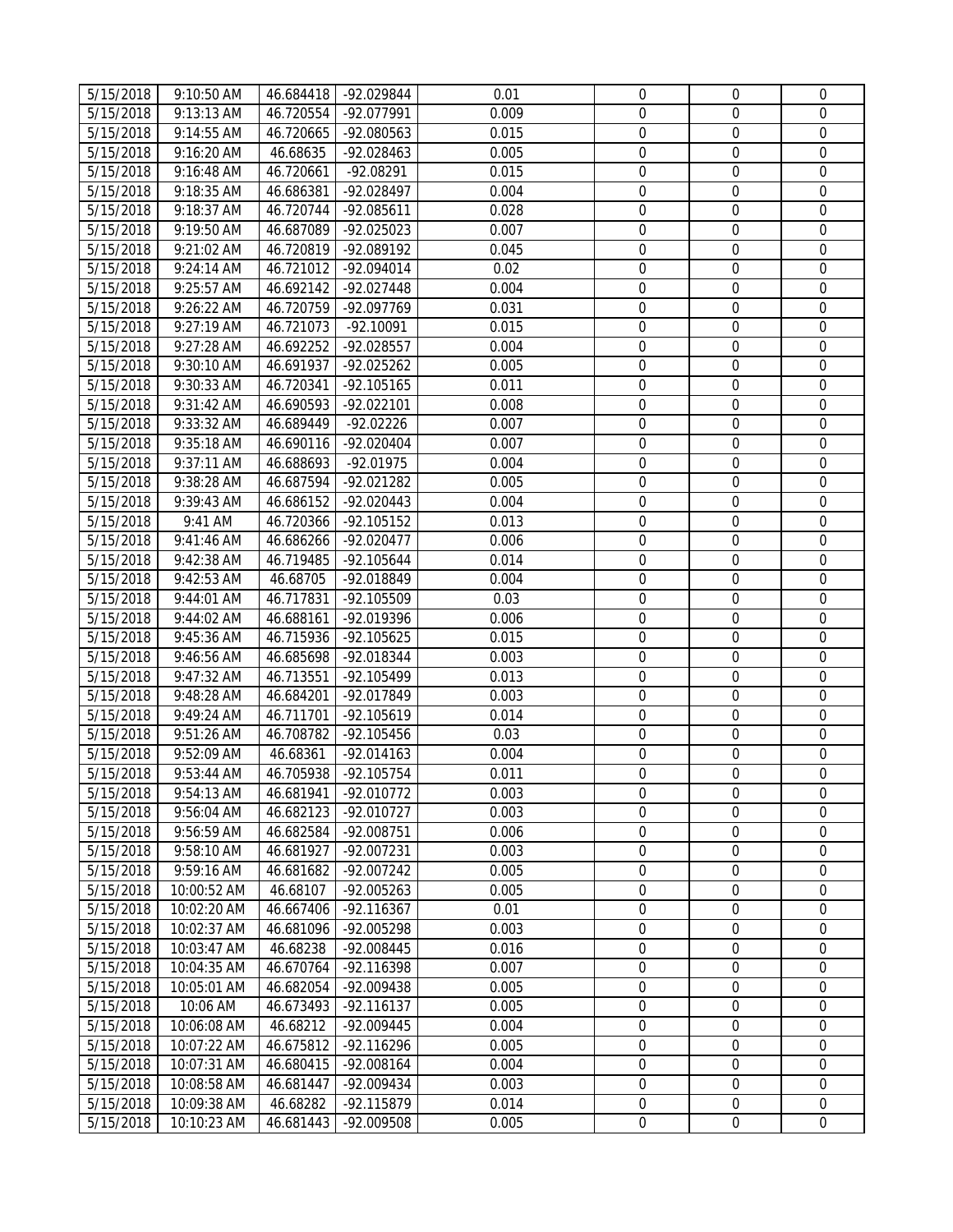| | | | | | | | |
|---|---|---|---|---|---|---|---|
| 5/15/2018 | 9:10:50 AM | 46.684418 | -92.029844 | 0.01 | 0 | 0 | 0 |
| 5/15/2018 | 9:13:13 AM | 46.720554 | -92.077991 | 0.009 | 0 | 0 | 0 |
| 5/15/2018 | 9:14:55 AM | 46.720665 | -92.080563 | 0.015 | 0 | 0 | 0 |
| 5/15/2018 | 9:16:20 AM | 46.68635 | -92.028463 | 0.005 | 0 | 0 | 0 |
| 5/15/2018 | 9:16:48 AM | 46.720661 | -92.08291 | 0.015 | 0 | 0 | 0 |
| 5/15/2018 | 9:18:35 AM | 46.686381 | -92.028497 | 0.004 | 0 | 0 | 0 |
| 5/15/2018 | 9:18:37 AM | 46.720744 | -92.085611 | 0.028 | 0 | 0 | 0 |
| 5/15/2018 | 9:19:50 AM | 46.687089 | -92.025023 | 0.007 | 0 | 0 | 0 |
| 5/15/2018 | 9:21:02 AM | 46.720819 | -92.089192 | 0.045 | 0 | 0 | 0 |
| 5/15/2018 | 9:24:14 AM | 46.721012 | -92.094014 | 0.02 | 0 | 0 | 0 |
| 5/15/2018 | 9:25:57 AM | 46.692142 | -92.027448 | 0.004 | 0 | 0 | 0 |
| 5/15/2018 | 9:26:22 AM | 46.720759 | -92.097769 | 0.031 | 0 | 0 | 0 |
| 5/15/2018 | 9:27:19 AM | 46.721073 | -92.10091 | 0.015 | 0 | 0 | 0 |
| 5/15/2018 | 9:27:28 AM | 46.692252 | -92.028557 | 0.004 | 0 | 0 | 0 |
| 5/15/2018 | 9:30:10 AM | 46.691937 | -92.025262 | 0.005 | 0 | 0 | 0 |
| 5/15/2018 | 9:30:33 AM | 46.720341 | -92.105165 | 0.011 | 0 | 0 | 0 |
| 5/15/2018 | 9:31:42 AM | 46.690593 | -92.022101 | 0.008 | 0 | 0 | 0 |
| 5/15/2018 | 9:33:32 AM | 46.689449 | -92.02226 | 0.007 | 0 | 0 | 0 |
| 5/15/2018 | 9:35:18 AM | 46.690116 | -92.020404 | 0.007 | 0 | 0 | 0 |
| 5/15/2018 | 9:37:11 AM | 46.688693 | -92.01975 | 0.004 | 0 | 0 | 0 |
| 5/15/2018 | 9:38:28 AM | 46.687594 | -92.021282 | 0.005 | 0 | 0 | 0 |
| 5/15/2018 | 9:39:43 AM | 46.686152 | -92.020443 | 0.004 | 0 | 0 | 0 |
| 5/15/2018 | 9:41 AM | 46.720366 | -92.105152 | 0.013 | 0 | 0 | 0 |
| 5/15/2018 | 9:41:46 AM | 46.686266 | -92.020477 | 0.006 | 0 | 0 | 0 |
| 5/15/2018 | 9:42:38 AM | 46.719485 | -92.105644 | 0.014 | 0 | 0 | 0 |
| 5/15/2018 | 9:42:53 AM | 46.68705 | -92.018849 | 0.004 | 0 | 0 | 0 |
| 5/15/2018 | 9:44:01 AM | 46.717831 | -92.105509 | 0.03 | 0 | 0 | 0 |
| 5/15/2018 | 9:44:02 AM | 46.688161 | -92.019396 | 0.006 | 0 | 0 | 0 |
| 5/15/2018 | 9:45:36 AM | 46.715936 | -92.105625 | 0.015 | 0 | 0 | 0 |
| 5/15/2018 | 9:46:56 AM | 46.685698 | -92.018344 | 0.003 | 0 | 0 | 0 |
| 5/15/2018 | 9:47:32 AM | 46.713551 | -92.105499 | 0.013 | 0 | 0 | 0 |
| 5/15/2018 | 9:48:28 AM | 46.684201 | -92.017849 | 0.003 | 0 | 0 | 0 |
| 5/15/2018 | 9:49:24 AM | 46.711701 | -92.105619 | 0.014 | 0 | 0 | 0 |
| 5/15/2018 | 9:51:26 AM | 46.708782 | -92.105456 | 0.03 | 0 | 0 | 0 |
| 5/15/2018 | 9:52:09 AM | 46.68361 | -92.014163 | 0.004 | 0 | 0 | 0 |
| 5/15/2018 | 9:53:44 AM | 46.705938 | -92.105754 | 0.011 | 0 | 0 | 0 |
| 5/15/2018 | 9:54:13 AM | 46.681941 | -92.010772 | 0.003 | 0 | 0 | 0 |
| 5/15/2018 | 9:56:04 AM | 46.682123 | -92.010727 | 0.003 | 0 | 0 | 0 |
| 5/15/2018 | 9:56:59 AM | 46.682584 | -92.008751 | 0.006 | 0 | 0 | 0 |
| 5/15/2018 | 9:58:10 AM | 46.681927 | -92.007231 | 0.003 | 0 | 0 | 0 |
| 5/15/2018 | 9:59:16 AM | 46.681682 | -92.007242 | 0.005 | 0 | 0 | 0 |
| 5/15/2018 | 10:00:52 AM | 46.68107 | -92.005263 | 0.005 | 0 | 0 | 0 |
| 5/15/2018 | 10:02:20 AM | 46.667406 | -92.116367 | 0.01 | 0 | 0 | 0 |
| 5/15/2018 | 10:02:37 AM | 46.681096 | -92.005298 | 0.003 | 0 | 0 | 0 |
| 5/15/2018 | 10:03:47 AM | 46.68238 | -92.008445 | 0.016 | 0 | 0 | 0 |
| 5/15/2018 | 10:04:35 AM | 46.670764 | -92.116398 | 0.007 | 0 | 0 | 0 |
| 5/15/2018 | 10:05:01 AM | 46.682054 | -92.009438 | 0.005 | 0 | 0 | 0 |
| 5/15/2018 | 10:06 AM | 46.673493 | -92.116137 | 0.005 | 0 | 0 | 0 |
| 5/15/2018 | 10:06:08 AM | 46.68212 | -92.009445 | 0.004 | 0 | 0 | 0 |
| 5/15/2018 | 10:07:22 AM | 46.675812 | -92.116296 | 0.005 | 0 | 0 | 0 |
| 5/15/2018 | 10:07:31 AM | 46.680415 | -92.008164 | 0.004 | 0 | 0 | 0 |
| 5/15/2018 | 10:08:58 AM | 46.681447 | -92.009434 | 0.003 | 0 | 0 | 0 |
| 5/15/2018 | 10:09:38 AM | 46.68282 | -92.115879 | 0.014 | 0 | 0 | 0 |
| 5/15/2018 | 10:10:23 AM | 46.681443 | -92.009508 | 0.005 | 0 | 0 | 0 |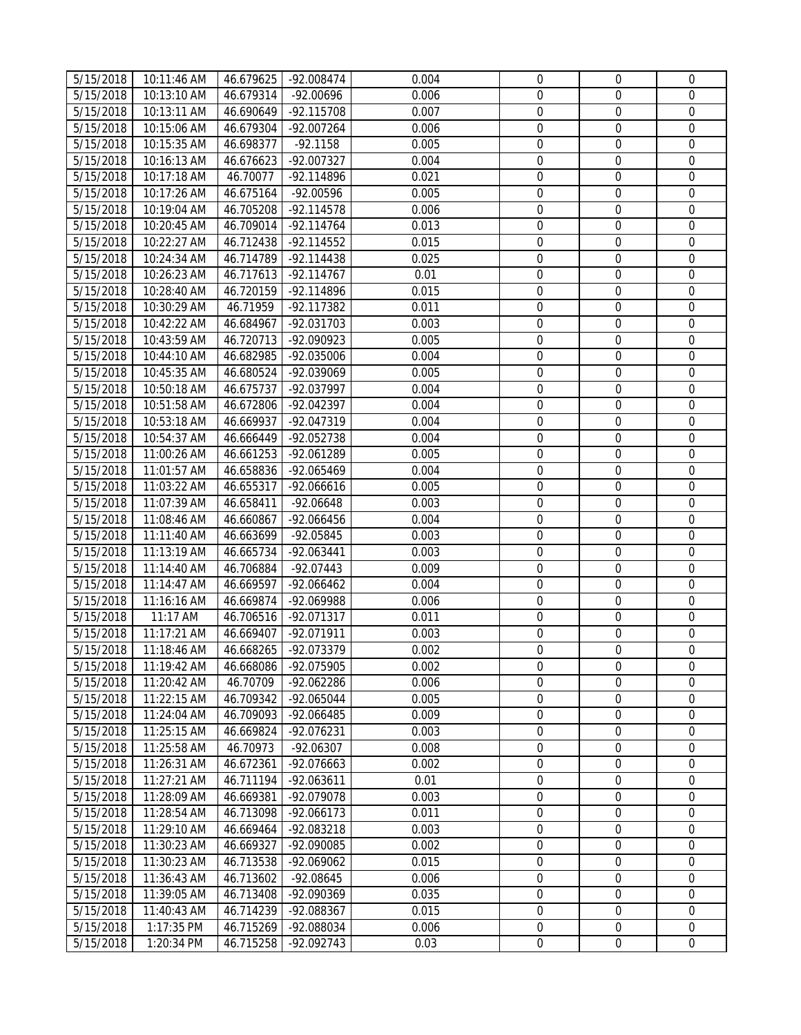| 5/15/2018 | 10:11:46 AM | 46.679625 | -92.008474 | 0.004 | 0 | 0 | 0 |
|---|---|---|---|---|---|---|---|
| 5/15/2018 | 10:13:10 AM | 46.679314 | -92.00696 | 0.006 | 0 | 0 | 0 |
| 5/15/2018 | 10:13:11 AM | 46.690649 | -92.115708 | 0.007 | 0 | 0 | 0 |
| 5/15/2018 | 10:15:06 AM | 46.679304 | -92.007264 | 0.006 | 0 | 0 | 0 |
| 5/15/2018 | 10:15:35 AM | 46.698377 | -92.1158 | 0.005 | 0 | 0 | 0 |
| 5/15/2018 | 10:16:13 AM | 46.676623 | -92.007327 | 0.004 | 0 | 0 | 0 |
| 5/15/2018 | 10:17:18 AM | 46.70077 | -92.114896 | 0.021 | 0 | 0 | 0 |
| 5/15/2018 | 10:17:26 AM | 46.675164 | -92.00596 | 0.005 | 0 | 0 | 0 |
| 5/15/2018 | 10:19:04 AM | 46.705208 | -92.114578 | 0.006 | 0 | 0 | 0 |
| 5/15/2018 | 10:20:45 AM | 46.709014 | -92.114764 | 0.013 | 0 | 0 | 0 |
| 5/15/2018 | 10:22:27 AM | 46.712438 | -92.114552 | 0.015 | 0 | 0 | 0 |
| 5/15/2018 | 10:24:34 AM | 46.714789 | -92.114438 | 0.025 | 0 | 0 | 0 |
| 5/15/2018 | 10:26:23 AM | 46.717613 | -92.114767 | 0.01 | 0 | 0 | 0 |
| 5/15/2018 | 10:28:40 AM | 46.720159 | -92.114896 | 0.015 | 0 | 0 | 0 |
| 5/15/2018 | 10:30:29 AM | 46.71959 | -92.117382 | 0.011 | 0 | 0 | 0 |
| 5/15/2018 | 10:42:22 AM | 46.684967 | -92.031703 | 0.003 | 0 | 0 | 0 |
| 5/15/2018 | 10:43:59 AM | 46.720713 | -92.090923 | 0.005 | 0 | 0 | 0 |
| 5/15/2018 | 10:44:10 AM | 46.682985 | -92.035006 | 0.004 | 0 | 0 | 0 |
| 5/15/2018 | 10:45:35 AM | 46.680524 | -92.039069 | 0.005 | 0 | 0 | 0 |
| 5/15/2018 | 10:50:18 AM | 46.675737 | -92.037997 | 0.004 | 0 | 0 | 0 |
| 5/15/2018 | 10:51:58 AM | 46.672806 | -92.042397 | 0.004 | 0 | 0 | 0 |
| 5/15/2018 | 10:53:18 AM | 46.669937 | -92.047319 | 0.004 | 0 | 0 | 0 |
| 5/15/2018 | 10:54:37 AM | 46.666449 | -92.052738 | 0.004 | 0 | 0 | 0 |
| 5/15/2018 | 11:00:26 AM | 46.661253 | -92.061289 | 0.005 | 0 | 0 | 0 |
| 5/15/2018 | 11:01:57 AM | 46.658836 | -92.065469 | 0.004 | 0 | 0 | 0 |
| 5/15/2018 | 11:03:22 AM | 46.655317 | -92.066616 | 0.005 | 0 | 0 | 0 |
| 5/15/2018 | 11:07:39 AM | 46.658411 | -92.06648 | 0.003 | 0 | 0 | 0 |
| 5/15/2018 | 11:08:46 AM | 46.660867 | -92.066456 | 0.004 | 0 | 0 | 0 |
| 5/15/2018 | 11:11:40 AM | 46.663699 | -92.05845 | 0.003 | 0 | 0 | 0 |
| 5/15/2018 | 11:13:19 AM | 46.665734 | -92.063441 | 0.003 | 0 | 0 | 0 |
| 5/15/2018 | 11:14:40 AM | 46.706884 | -92.07443 | 0.009 | 0 | 0 | 0 |
| 5/15/2018 | 11:14:47 AM | 46.669597 | -92.066462 | 0.004 | 0 | 0 | 0 |
| 5/15/2018 | 11:16:16 AM | 46.669874 | -92.069988 | 0.006 | 0 | 0 | 0 |
| 5/15/2018 | 11:17 AM | 46.706516 | -92.071317 | 0.011 | 0 | 0 | 0 |
| 5/15/2018 | 11:17:21 AM | 46.669407 | -92.071911 | 0.003 | 0 | 0 | 0 |
| 5/15/2018 | 11:18:46 AM | 46.668265 | -92.073379 | 0.002 | 0 | 0 | 0 |
| 5/15/2018 | 11:19:42 AM | 46.668086 | -92.075905 | 0.002 | 0 | 0 | 0 |
| 5/15/2018 | 11:20:42 AM | 46.70709 | -92.062286 | 0.006 | 0 | 0 | 0 |
| 5/15/2018 | 11:22:15 AM | 46.709342 | -92.065044 | 0.005 | 0 | 0 | 0 |
| 5/15/2018 | 11:24:04 AM | 46.709093 | -92.066485 | 0.009 | 0 | 0 | 0 |
| 5/15/2018 | 11:25:15 AM | 46.669824 | -92.076231 | 0.003 | 0 | 0 | 0 |
| 5/15/2018 | 11:25:58 AM | 46.70973 | -92.06307 | 0.008 | 0 | 0 | 0 |
| 5/15/2018 | 11:26:31 AM | 46.672361 | -92.076663 | 0.002 | 0 | 0 | 0 |
| 5/15/2018 | 11:27:21 AM | 46.711194 | -92.063611 | 0.01 | 0 | 0 | 0 |
| 5/15/2018 | 11:28:09 AM | 46.669381 | -92.079078 | 0.003 | 0 | 0 | 0 |
| 5/15/2018 | 11:28:54 AM | 46.713098 | -92.066173 | 0.011 | 0 | 0 | 0 |
| 5/15/2018 | 11:29:10 AM | 46.669464 | -92.083218 | 0.003 | 0 | 0 | 0 |
| 5/15/2018 | 11:30:23 AM | 46.669327 | -92.090085 | 0.002 | 0 | 0 | 0 |
| 5/15/2018 | 11:30:23 AM | 46.713538 | -92.069062 | 0.015 | 0 | 0 | 0 |
| 5/15/2018 | 11:36:43 AM | 46.713602 | -92.08645 | 0.006 | 0 | 0 | 0 |
| 5/15/2018 | 11:39:05 AM | 46.713408 | -92.090369 | 0.035 | 0 | 0 | 0 |
| 5/15/2018 | 11:40:43 AM | 46.714239 | -92.088367 | 0.015 | 0 | 0 | 0 |
| 5/15/2018 | 1:17:35 PM | 46.715269 | -92.088034 | 0.006 | 0 | 0 | 0 |
| 5/15/2018 | 1:20:34 PM | 46.715258 | -92.092743 | 0.03 | 0 | 0 | 0 |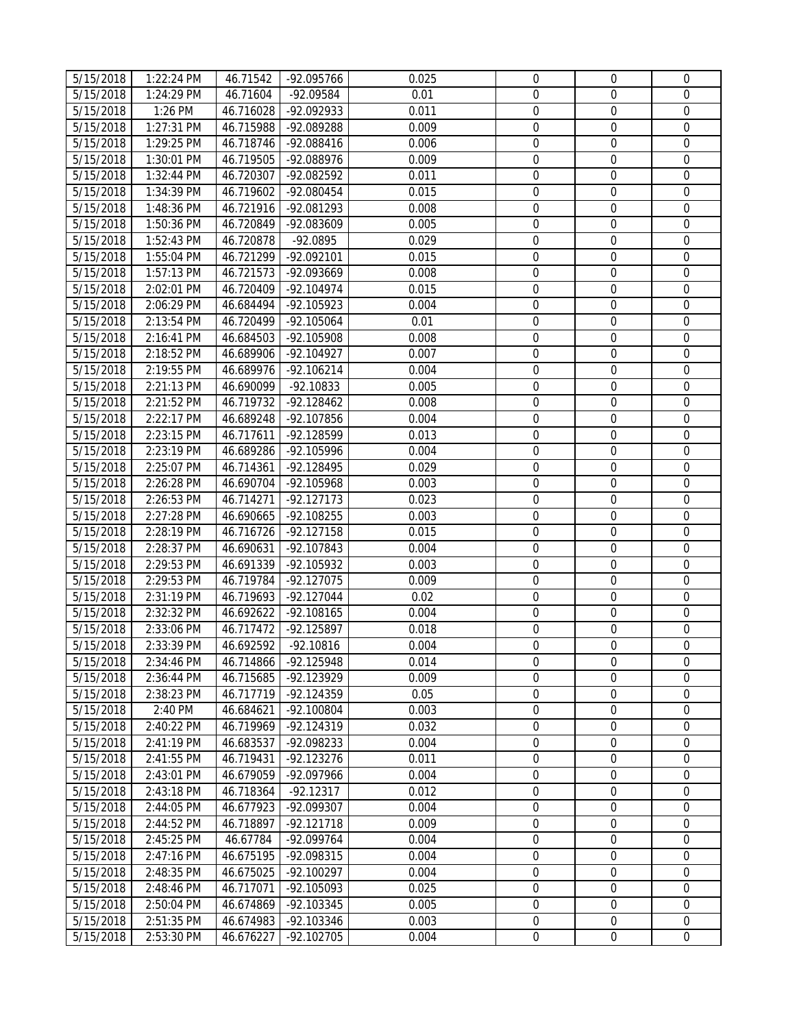| | | | | | | | |
|---|---|---|---|---|---|---|---|
| 5/15/2018 | 1:22:24 PM | 46.71542 | -92.095766 | 0.025 | 0 | 0 | 0 |
| 5/15/2018 | 1:24:29 PM | 46.71604 | -92.09584 | 0.01 | 0 | 0 | 0 |
| 5/15/2018 | 1:26 PM | 46.716028 | -92.092933 | 0.011 | 0 | 0 | 0 |
| 5/15/2018 | 1:27:31 PM | 46.715988 | -92.089288 | 0.009 | 0 | 0 | 0 |
| 5/15/2018 | 1:29:25 PM | 46.718746 | -92.088416 | 0.006 | 0 | 0 | 0 |
| 5/15/2018 | 1:30:01 PM | 46.719505 | -92.088976 | 0.009 | 0 | 0 | 0 |
| 5/15/2018 | 1:32:44 PM | 46.720307 | -92.082592 | 0.011 | 0 | 0 | 0 |
| 5/15/2018 | 1:34:39 PM | 46.719602 | -92.080454 | 0.015 | 0 | 0 | 0 |
| 5/15/2018 | 1:48:36 PM | 46.721916 | -92.081293 | 0.008 | 0 | 0 | 0 |
| 5/15/2018 | 1:50:36 PM | 46.720849 | -92.083609 | 0.005 | 0 | 0 | 0 |
| 5/15/2018 | 1:52:43 PM | 46.720878 | -92.0895 | 0.029 | 0 | 0 | 0 |
| 5/15/2018 | 1:55:04 PM | 46.721299 | -92.092101 | 0.015 | 0 | 0 | 0 |
| 5/15/2018 | 1:57:13 PM | 46.721573 | -92.093669 | 0.008 | 0 | 0 | 0 |
| 5/15/2018 | 2:02:01 PM | 46.720409 | -92.104974 | 0.015 | 0 | 0 | 0 |
| 5/15/2018 | 2:06:29 PM | 46.684494 | -92.105923 | 0.004 | 0 | 0 | 0 |
| 5/15/2018 | 2:13:54 PM | 46.720499 | -92.105064 | 0.01 | 0 | 0 | 0 |
| 5/15/2018 | 2:16:41 PM | 46.684503 | -92.105908 | 0.008 | 0 | 0 | 0 |
| 5/15/2018 | 2:18:52 PM | 46.689906 | -92.104927 | 0.007 | 0 | 0 | 0 |
| 5/15/2018 | 2:19:55 PM | 46.689976 | -92.106214 | 0.004 | 0 | 0 | 0 |
| 5/15/2018 | 2:21:13 PM | 46.690099 | -92.10833 | 0.005 | 0 | 0 | 0 |
| 5/15/2018 | 2:21:52 PM | 46.719732 | -92.128462 | 0.008 | 0 | 0 | 0 |
| 5/15/2018 | 2:22:17 PM | 46.689248 | -92.107856 | 0.004 | 0 | 0 | 0 |
| 5/15/2018 | 2:23:15 PM | 46.717611 | -92.128599 | 0.013 | 0 | 0 | 0 |
| 5/15/2018 | 2:23:19 PM | 46.689286 | -92.105996 | 0.004 | 0 | 0 | 0 |
| 5/15/2018 | 2:25:07 PM | 46.714361 | -92.128495 | 0.029 | 0 | 0 | 0 |
| 5/15/2018 | 2:26:28 PM | 46.690704 | -92.105968 | 0.003 | 0 | 0 | 0 |
| 5/15/2018 | 2:26:53 PM | 46.714271 | -92.127173 | 0.023 | 0 | 0 | 0 |
| 5/15/2018 | 2:27:28 PM | 46.690665 | -92.108255 | 0.003 | 0 | 0 | 0 |
| 5/15/2018 | 2:28:19 PM | 46.716726 | -92.127158 | 0.015 | 0 | 0 | 0 |
| 5/15/2018 | 2:28:37 PM | 46.690631 | -92.107843 | 0.004 | 0 | 0 | 0 |
| 5/15/2018 | 2:29:53 PM | 46.691339 | -92.105932 | 0.003 | 0 | 0 | 0 |
| 5/15/2018 | 2:29:53 PM | 46.719784 | -92.127075 | 0.009 | 0 | 0 | 0 |
| 5/15/2018 | 2:31:19 PM | 46.719693 | -92.127044 | 0.02 | 0 | 0 | 0 |
| 5/15/2018 | 2:32:32 PM | 46.692622 | -92.108165 | 0.004 | 0 | 0 | 0 |
| 5/15/2018 | 2:33:06 PM | 46.717472 | -92.125897 | 0.018 | 0 | 0 | 0 |
| 5/15/2018 | 2:33:39 PM | 46.692592 | -92.10816 | 0.004 | 0 | 0 | 0 |
| 5/15/2018 | 2:34:46 PM | 46.714866 | -92.125948 | 0.014 | 0 | 0 | 0 |
| 5/15/2018 | 2:36:44 PM | 46.715685 | -92.123929 | 0.009 | 0 | 0 | 0 |
| 5/15/2018 | 2:38:23 PM | 46.717719 | -92.124359 | 0.05 | 0 | 0 | 0 |
| 5/15/2018 | 2:40 PM | 46.684621 | -92.100804 | 0.003 | 0 | 0 | 0 |
| 5/15/2018 | 2:40:22 PM | 46.719969 | -92.124319 | 0.032 | 0 | 0 | 0 |
| 5/15/2018 | 2:41:19 PM | 46.683537 | -92.098233 | 0.004 | 0 | 0 | 0 |
| 5/15/2018 | 2:41:55 PM | 46.719431 | -92.123276 | 0.011 | 0 | 0 | 0 |
| 5/15/2018 | 2:43:01 PM | 46.679059 | -92.097966 | 0.004 | 0 | 0 | 0 |
| 5/15/2018 | 2:43:18 PM | 46.718364 | -92.12317 | 0.012 | 0 | 0 | 0 |
| 5/15/2018 | 2:44:05 PM | 46.677923 | -92.099307 | 0.004 | 0 | 0 | 0 |
| 5/15/2018 | 2:44:52 PM | 46.718897 | -92.121718 | 0.009 | 0 | 0 | 0 |
| 5/15/2018 | 2:45:25 PM | 46.67784 | -92.099764 | 0.004 | 0 | 0 | 0 |
| 5/15/2018 | 2:47:16 PM | 46.675195 | -92.098315 | 0.004 | 0 | 0 | 0 |
| 5/15/2018 | 2:48:35 PM | 46.675025 | -92.100297 | 0.004 | 0 | 0 | 0 |
| 5/15/2018 | 2:48:46 PM | 46.717071 | -92.105093 | 0.025 | 0 | 0 | 0 |
| 5/15/2018 | 2:50:04 PM | 46.674869 | -92.103345 | 0.005 | 0 | 0 | 0 |
| 5/15/2018 | 2:51:35 PM | 46.674983 | -92.103346 | 0.003 | 0 | 0 | 0 |
| 5/15/2018 | 2:53:30 PM | 46.676227 | -92.102705 | 0.004 | 0 | 0 | 0 |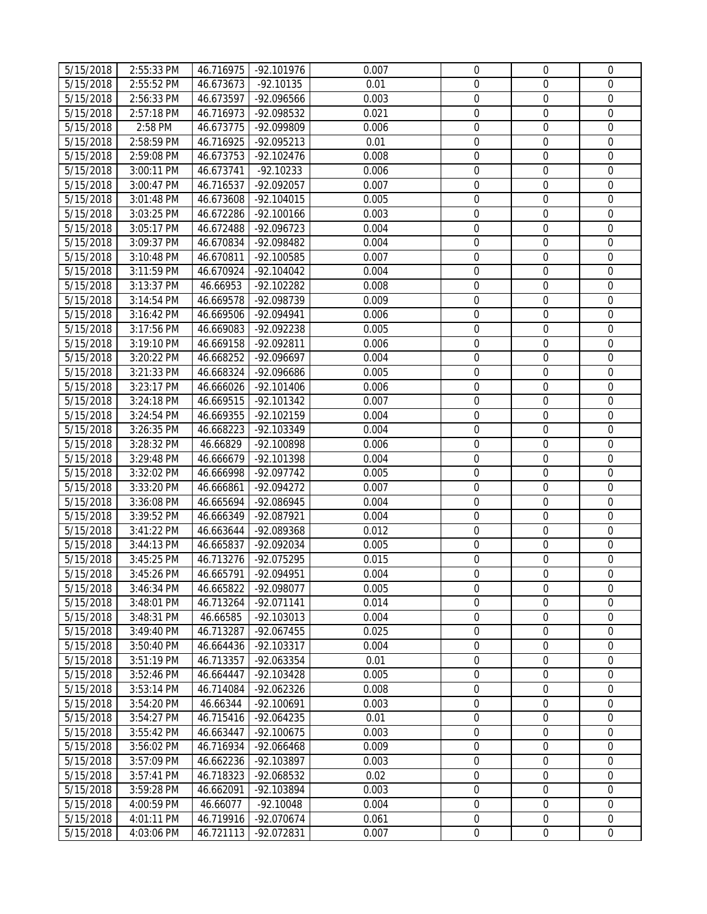| | | | | | | | |
|---|---|---|---|---|---|---|---|
| 5/15/2018 | 2:55:33 PM | 46.716975 | -92.101976 | 0.007 | 0 | 0 | 0 |
| 5/15/2018 | 2:55:52 PM | 46.673673 | -92.10135 | 0.01 | 0 | 0 | 0 |
| 5/15/2018 | 2:56:33 PM | 46.673597 | -92.096566 | 0.003 | 0 | 0 | 0 |
| 5/15/2018 | 2:57:18 PM | 46.716973 | -92.098532 | 0.021 | 0 | 0 | 0 |
| 5/15/2018 | 2:58 PM | 46.673775 | -92.099809 | 0.006 | 0 | 0 | 0 |
| 5/15/2018 | 2:58:59 PM | 46.716925 | -92.095213 | 0.01 | 0 | 0 | 0 |
| 5/15/2018 | 2:59:08 PM | 46.673753 | -92.102476 | 0.008 | 0 | 0 | 0 |
| 5/15/2018 | 3:00:11 PM | 46.673741 | -92.10233 | 0.006 | 0 | 0 | 0 |
| 5/15/2018 | 3:00:47 PM | 46.716537 | -92.092057 | 0.007 | 0 | 0 | 0 |
| 5/15/2018 | 3:01:48 PM | 46.673608 | -92.104015 | 0.005 | 0 | 0 | 0 |
| 5/15/2018 | 3:03:25 PM | 46.672286 | -92.100166 | 0.003 | 0 | 0 | 0 |
| 5/15/2018 | 3:05:17 PM | 46.672488 | -92.096723 | 0.004 | 0 | 0 | 0 |
| 5/15/2018 | 3:09:37 PM | 46.670834 | -92.098482 | 0.004 | 0 | 0 | 0 |
| 5/15/2018 | 3:10:48 PM | 46.670811 | -92.100585 | 0.007 | 0 | 0 | 0 |
| 5/15/2018 | 3:11:59 PM | 46.670924 | -92.104042 | 0.004 | 0 | 0 | 0 |
| 5/15/2018 | 3:13:37 PM | 46.66953 | -92.102282 | 0.008 | 0 | 0 | 0 |
| 5/15/2018 | 3:14:54 PM | 46.669578 | -92.098739 | 0.009 | 0 | 0 | 0 |
| 5/15/2018 | 3:16:42 PM | 46.669506 | -92.094941 | 0.006 | 0 | 0 | 0 |
| 5/15/2018 | 3:17:56 PM | 46.669083 | -92.092238 | 0.005 | 0 | 0 | 0 |
| 5/15/2018 | 3:19:10 PM | 46.669158 | -92.092811 | 0.006 | 0 | 0 | 0 |
| 5/15/2018 | 3:20:22 PM | 46.668252 | -92.096697 | 0.004 | 0 | 0 | 0 |
| 5/15/2018 | 3:21:33 PM | 46.668324 | -92.096686 | 0.005 | 0 | 0 | 0 |
| 5/15/2018 | 3:23:17 PM | 46.666026 | -92.101406 | 0.006 | 0 | 0 | 0 |
| 5/15/2018 | 3:24:18 PM | 46.669515 | -92.101342 | 0.007 | 0 | 0 | 0 |
| 5/15/2018 | 3:24:54 PM | 46.669355 | -92.102159 | 0.004 | 0 | 0 | 0 |
| 5/15/2018 | 3:26:35 PM | 46.668223 | -92.103349 | 0.004 | 0 | 0 | 0 |
| 5/15/2018 | 3:28:32 PM | 46.66829 | -92.100898 | 0.006 | 0 | 0 | 0 |
| 5/15/2018 | 3:29:48 PM | 46.666679 | -92.101398 | 0.004 | 0 | 0 | 0 |
| 5/15/2018 | 3:32:02 PM | 46.666998 | -92.097742 | 0.005 | 0 | 0 | 0 |
| 5/15/2018 | 3:33:20 PM | 46.666861 | -92.094272 | 0.007 | 0 | 0 | 0 |
| 5/15/2018 | 3:36:08 PM | 46.665694 | -92.086945 | 0.004 | 0 | 0 | 0 |
| 5/15/2018 | 3:39:52 PM | 46.666349 | -92.087921 | 0.004 | 0 | 0 | 0 |
| 5/15/2018 | 3:41:22 PM | 46.663644 | -92.089368 | 0.012 | 0 | 0 | 0 |
| 5/15/2018 | 3:44:13 PM | 46.665837 | -92.092034 | 0.005 | 0 | 0 | 0 |
| 5/15/2018 | 3:45:25 PM | 46.713276 | -92.075295 | 0.015 | 0 | 0 | 0 |
| 5/15/2018 | 3:45:26 PM | 46.665791 | -92.094951 | 0.004 | 0 | 0 | 0 |
| 5/15/2018 | 3:46:34 PM | 46.665822 | -92.098077 | 0.005 | 0 | 0 | 0 |
| 5/15/2018 | 3:48:01 PM | 46.713264 | -92.071141 | 0.014 | 0 | 0 | 0 |
| 5/15/2018 | 3:48:31 PM | 46.66585 | -92.103013 | 0.004 | 0 | 0 | 0 |
| 5/15/2018 | 3:49:40 PM | 46.713287 | -92.067455 | 0.025 | 0 | 0 | 0 |
| 5/15/2018 | 3:50:40 PM | 46.664436 | -92.103317 | 0.004 | 0 | 0 | 0 |
| 5/15/2018 | 3:51:19 PM | 46.713357 | -92.063354 | 0.01 | 0 | 0 | 0 |
| 5/15/2018 | 3:52:46 PM | 46.664447 | -92.103428 | 0.005 | 0 | 0 | 0 |
| 5/15/2018 | 3:53:14 PM | 46.714084 | -92.062326 | 0.008 | 0 | 0 | 0 |
| 5/15/2018 | 3:54:20 PM | 46.66344 | -92.100691 | 0.003 | 0 | 0 | 0 |
| 5/15/2018 | 3:54:27 PM | 46.715416 | -92.064235 | 0.01 | 0 | 0 | 0 |
| 5/15/2018 | 3:55:42 PM | 46.663447 | -92.100675 | 0.003 | 0 | 0 | 0 |
| 5/15/2018 | 3:56:02 PM | 46.716934 | -92.066468 | 0.009 | 0 | 0 | 0 |
| 5/15/2018 | 3:57:09 PM | 46.662236 | -92.103897 | 0.003 | 0 | 0 | 0 |
| 5/15/2018 | 3:57:41 PM | 46.718323 | -92.068532 | 0.02 | 0 | 0 | 0 |
| 5/15/2018 | 3:59:28 PM | 46.662091 | -92.103894 | 0.003 | 0 | 0 | 0 |
| 5/15/2018 | 4:00:59 PM | 46.66077 | -92.10048 | 0.004 | 0 | 0 | 0 |
| 5/15/2018 | 4:01:11 PM | 46.719916 | -92.070674 | 0.061 | 0 | 0 | 0 |
| 5/15/2018 | 4:03:06 PM | 46.721113 | -92.072831 | 0.007 | 0 | 0 | 0 |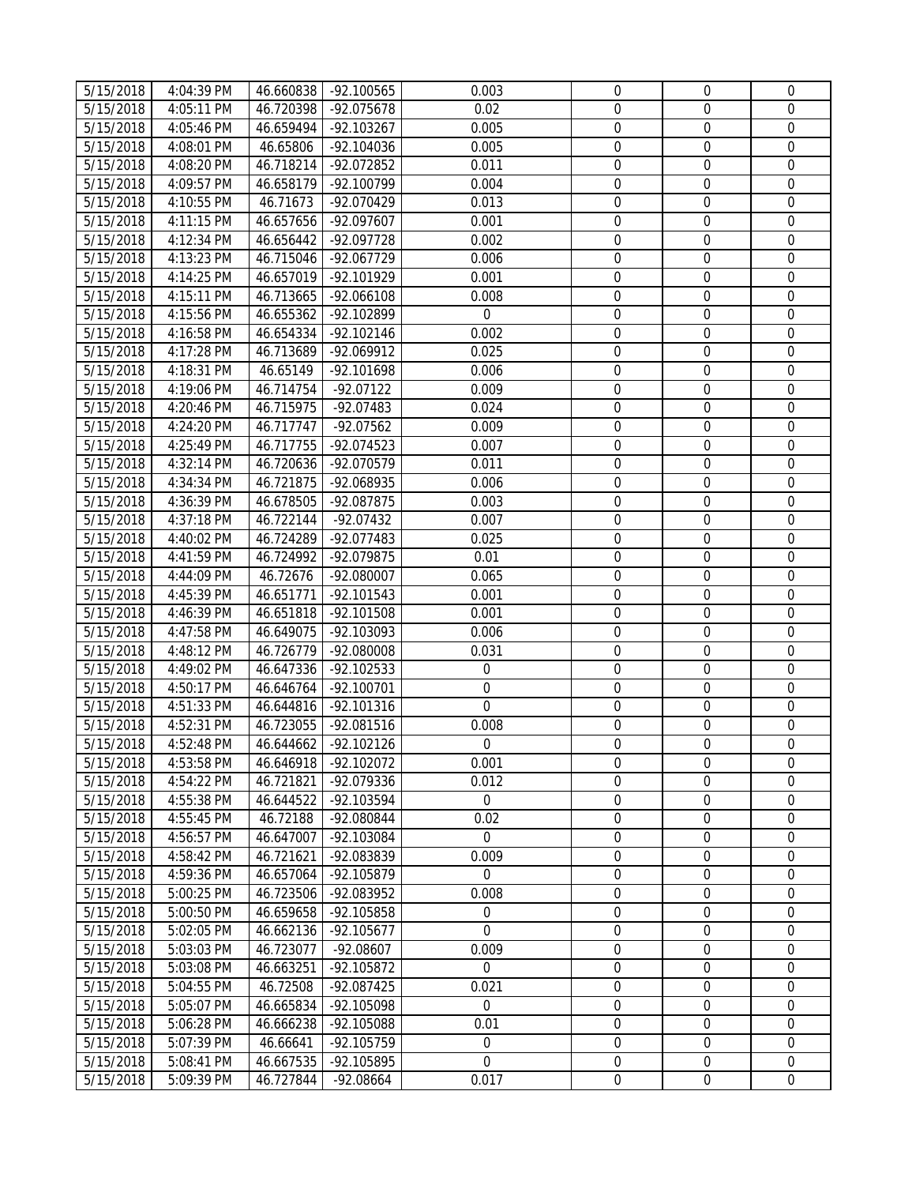| 5/15/2018 | 4:04:39 PM | 46.660838 | -92.100565 | 0.003 | 0 | 0 | 0 |
|---|---|---|---|---|---|---|---|
| 5/15/2018 | 4:05:11 PM | 46.720398 | -92.075678 | 0.02 | 0 | 0 | 0 |
| 5/15/2018 | 4:05:46 PM | 46.659494 | -92.103267 | 0.005 | 0 | 0 | 0 |
| 5/15/2018 | 4:08:01 PM | 46.65806 | -92.104036 | 0.005 | 0 | 0 | 0 |
| 5/15/2018 | 4:08:20 PM | 46.718214 | -92.072852 | 0.011 | 0 | 0 | 0 |
| 5/15/2018 | 4:09:57 PM | 46.658179 | -92.100799 | 0.004 | 0 | 0 | 0 |
| 5/15/2018 | 4:10:55 PM | 46.71673 | -92.070429 | 0.013 | 0 | 0 | 0 |
| 5/15/2018 | 4:11:15 PM | 46.657656 | -92.097607 | 0.001 | 0 | 0 | 0 |
| 5/15/2018 | 4:12:34 PM | 46.656442 | -92.097728 | 0.002 | 0 | 0 | 0 |
| 5/15/2018 | 4:13:23 PM | 46.715046 | -92.067729 | 0.006 | 0 | 0 | 0 |
| 5/15/2018 | 4:14:25 PM | 46.657019 | -92.101929 | 0.001 | 0 | 0 | 0 |
| 5/15/2018 | 4:15:11 PM | 46.713665 | -92.066108 | 0.008 | 0 | 0 | 0 |
| 5/15/2018 | 4:15:56 PM | 46.655362 | -92.102899 | 0 | 0 | 0 | 0 |
| 5/15/2018 | 4:16:58 PM | 46.654334 | -92.102146 | 0.002 | 0 | 0 | 0 |
| 5/15/2018 | 4:17:28 PM | 46.713689 | -92.069912 | 0.025 | 0 | 0 | 0 |
| 5/15/2018 | 4:18:31 PM | 46.65149 | -92.101698 | 0.006 | 0 | 0 | 0 |
| 5/15/2018 | 4:19:06 PM | 46.714754 | -92.07122 | 0.009 | 0 | 0 | 0 |
| 5/15/2018 | 4:20:46 PM | 46.715975 | -92.07483 | 0.024 | 0 | 0 | 0 |
| 5/15/2018 | 4:24:20 PM | 46.717747 | -92.07562 | 0.009 | 0 | 0 | 0 |
| 5/15/2018 | 4:25:49 PM | 46.717755 | -92.074523 | 0.007 | 0 | 0 | 0 |
| 5/15/2018 | 4:32:14 PM | 46.720636 | -92.070579 | 0.011 | 0 | 0 | 0 |
| 5/15/2018 | 4:34:34 PM | 46.721875 | -92.068935 | 0.006 | 0 | 0 | 0 |
| 5/15/2018 | 4:36:39 PM | 46.678505 | -92.087875 | 0.003 | 0 | 0 | 0 |
| 5/15/2018 | 4:37:18 PM | 46.722144 | -92.07432 | 0.007 | 0 | 0 | 0 |
| 5/15/2018 | 4:40:02 PM | 46.724289 | -92.077483 | 0.025 | 0 | 0 | 0 |
| 5/15/2018 | 4:41:59 PM | 46.724992 | -92.079875 | 0.01 | 0 | 0 | 0 |
| 5/15/2018 | 4:44:09 PM | 46.72676 | -92.080007 | 0.065 | 0 | 0 | 0 |
| 5/15/2018 | 4:45:39 PM | 46.651771 | -92.101543 | 0.001 | 0 | 0 | 0 |
| 5/15/2018 | 4:46:39 PM | 46.651818 | -92.101508 | 0.001 | 0 | 0 | 0 |
| 5/15/2018 | 4:47:58 PM | 46.649075 | -92.103093 | 0.006 | 0 | 0 | 0 |
| 5/15/2018 | 4:48:12 PM | 46.726779 | -92.080008 | 0.031 | 0 | 0 | 0 |
| 5/15/2018 | 4:49:02 PM | 46.647336 | -92.102533 | 0 | 0 | 0 | 0 |
| 5/15/2018 | 4:50:17 PM | 46.646764 | -92.100701 | 0 | 0 | 0 | 0 |
| 5/15/2018 | 4:51:33 PM | 46.644816 | -92.101316 | 0 | 0 | 0 | 0 |
| 5/15/2018 | 4:52:31 PM | 46.723055 | -92.081516 | 0.008 | 0 | 0 | 0 |
| 5/15/2018 | 4:52:48 PM | 46.644662 | -92.102126 | 0 | 0 | 0 | 0 |
| 5/15/2018 | 4:53:58 PM | 46.646918 | -92.102072 | 0.001 | 0 | 0 | 0 |
| 5/15/2018 | 4:54:22 PM | 46.721821 | -92.079336 | 0.012 | 0 | 0 | 0 |
| 5/15/2018 | 4:55:38 PM | 46.644522 | -92.103594 | 0 | 0 | 0 | 0 |
| 5/15/2018 | 4:55:45 PM | 46.72188 | -92.080844 | 0.02 | 0 | 0 | 0 |
| 5/15/2018 | 4:56:57 PM | 46.647007 | -92.103084 | 0 | 0 | 0 | 0 |
| 5/15/2018 | 4:58:42 PM | 46.721621 | -92.083839 | 0.009 | 0 | 0 | 0 |
| 5/15/2018 | 4:59:36 PM | 46.657064 | -92.105879 | 0 | 0 | 0 | 0 |
| 5/15/2018 | 5:00:25 PM | 46.723506 | -92.083952 | 0.008 | 0 | 0 | 0 |
| 5/15/2018 | 5:00:50 PM | 46.659658 | -92.105858 | 0 | 0 | 0 | 0 |
| 5/15/2018 | 5:02:05 PM | 46.662136 | -92.105677 | 0 | 0 | 0 | 0 |
| 5/15/2018 | 5:03:03 PM | 46.723077 | -92.08607 | 0.009 | 0 | 0 | 0 |
| 5/15/2018 | 5:03:08 PM | 46.663251 | -92.105872 | 0 | 0 | 0 | 0 |
| 5/15/2018 | 5:04:55 PM | 46.72508 | -92.087425 | 0.021 | 0 | 0 | 0 |
| 5/15/2018 | 5:05:07 PM | 46.665834 | -92.105098 | 0 | 0 | 0 | 0 |
| 5/15/2018 | 5:06:28 PM | 46.666238 | -92.105088 | 0.01 | 0 | 0 | 0 |
| 5/15/2018 | 5:07:39 PM | 46.66641 | -92.105759 | 0 | 0 | 0 | 0 |
| 5/15/2018 | 5:08:41 PM | 46.667535 | -92.105895 | 0 | 0 | 0 | 0 |
| 5/15/2018 | 5:09:39 PM | 46.727844 | -92.08664 | 0.017 | 0 | 0 | 0 |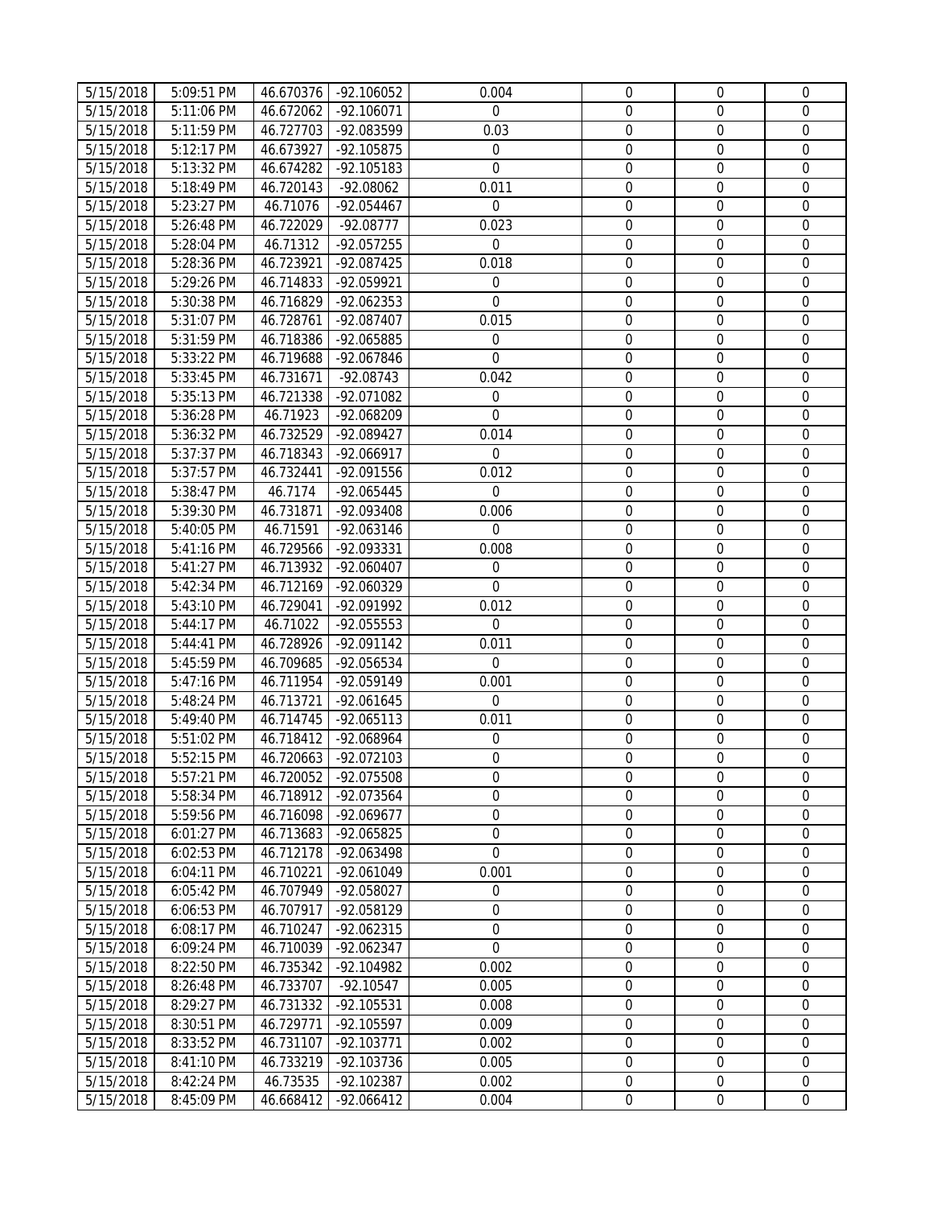| | | | | | | | |
|---|---|---|---|---|---|---|---|
| 5/15/2018 | 5:09:51 PM | 46.670376 | -92.106052 | 0.004 | 0 | 0 | 0 |
| 5/15/2018 | 5:11:06 PM | 46.672062 | -92.106071 | 0 | 0 | 0 | 0 |
| 5/15/2018 | 5:11:59 PM | 46.727703 | -92.083599 | 0.03 | 0 | 0 | 0 |
| 5/15/2018 | 5:12:17 PM | 46.673927 | -92.105875 | 0 | 0 | 0 | 0 |
| 5/15/2018 | 5:13:32 PM | 46.674282 | -92.105183 | 0 | 0 | 0 | 0 |
| 5/15/2018 | 5:18:49 PM | 46.720143 | -92.08062 | 0.011 | 0 | 0 | 0 |
| 5/15/2018 | 5:23:27 PM | 46.71076 | -92.054467 | 0 | 0 | 0 | 0 |
| 5/15/2018 | 5:26:48 PM | 46.722029 | -92.08777 | 0.023 | 0 | 0 | 0 |
| 5/15/2018 | 5:28:04 PM | 46.71312 | -92.057255 | 0 | 0 | 0 | 0 |
| 5/15/2018 | 5:28:36 PM | 46.723921 | -92.087425 | 0.018 | 0 | 0 | 0 |
| 5/15/2018 | 5:29:26 PM | 46.714833 | -92.059921 | 0 | 0 | 0 | 0 |
| 5/15/2018 | 5:30:38 PM | 46.716829 | -92.062353 | 0 | 0 | 0 | 0 |
| 5/15/2018 | 5:31:07 PM | 46.728761 | -92.087407 | 0.015 | 0 | 0 | 0 |
| 5/15/2018 | 5:31:59 PM | 46.718386 | -92.065885 | 0 | 0 | 0 | 0 |
| 5/15/2018 | 5:33:22 PM | 46.719688 | -92.067846 | 0 | 0 | 0 | 0 |
| 5/15/2018 | 5:33:45 PM | 46.731671 | -92.08743 | 0.042 | 0 | 0 | 0 |
| 5/15/2018 | 5:35:13 PM | 46.721338 | -92.071082 | 0 | 0 | 0 | 0 |
| 5/15/2018 | 5:36:28 PM | 46.71923 | -92.068209 | 0 | 0 | 0 | 0 |
| 5/15/2018 | 5:36:32 PM | 46.732529 | -92.089427 | 0.014 | 0 | 0 | 0 |
| 5/15/2018 | 5:37:37 PM | 46.718343 | -92.066917 | 0 | 0 | 0 | 0 |
| 5/15/2018 | 5:37:57 PM | 46.732441 | -92.091556 | 0.012 | 0 | 0 | 0 |
| 5/15/2018 | 5:38:47 PM | 46.7174 | -92.065445 | 0 | 0 | 0 | 0 |
| 5/15/2018 | 5:39:30 PM | 46.731871 | -92.093408 | 0.006 | 0 | 0 | 0 |
| 5/15/2018 | 5:40:05 PM | 46.71591 | -92.063146 | 0 | 0 | 0 | 0 |
| 5/15/2018 | 5:41:16 PM | 46.729566 | -92.093331 | 0.008 | 0 | 0 | 0 |
| 5/15/2018 | 5:41:27 PM | 46.713932 | -92.060407 | 0 | 0 | 0 | 0 |
| 5/15/2018 | 5:42:34 PM | 46.712169 | -92.060329 | 0 | 0 | 0 | 0 |
| 5/15/2018 | 5:43:10 PM | 46.729041 | -92.091992 | 0.012 | 0 | 0 | 0 |
| 5/15/2018 | 5:44:17 PM | 46.71022 | -92.055553 | 0 | 0 | 0 | 0 |
| 5/15/2018 | 5:44:41 PM | 46.728926 | -92.091142 | 0.011 | 0 | 0 | 0 |
| 5/15/2018 | 5:45:59 PM | 46.709685 | -92.056534 | 0 | 0 | 0 | 0 |
| 5/15/2018 | 5:47:16 PM | 46.711954 | -92.059149 | 0.001 | 0 | 0 | 0 |
| 5/15/2018 | 5:48:24 PM | 46.713721 | -92.061645 | 0 | 0 | 0 | 0 |
| 5/15/2018 | 5:49:40 PM | 46.714745 | -92.065113 | 0.011 | 0 | 0 | 0 |
| 5/15/2018 | 5:51:02 PM | 46.718412 | -92.068964 | 0 | 0 | 0 | 0 |
| 5/15/2018 | 5:52:15 PM | 46.720663 | -92.072103 | 0 | 0 | 0 | 0 |
| 5/15/2018 | 5:57:21 PM | 46.720052 | -92.075508 | 0 | 0 | 0 | 0 |
| 5/15/2018 | 5:58:34 PM | 46.718912 | -92.073564 | 0 | 0 | 0 | 0 |
| 5/15/2018 | 5:59:56 PM | 46.716098 | -92.069677 | 0 | 0 | 0 | 0 |
| 5/15/2018 | 6:01:27 PM | 46.713683 | -92.065825 | 0 | 0 | 0 | 0 |
| 5/15/2018 | 6:02:53 PM | 46.712178 | -92.063498 | 0 | 0 | 0 | 0 |
| 5/15/2018 | 6:04:11 PM | 46.710221 | -92.061049 | 0.001 | 0 | 0 | 0 |
| 5/15/2018 | 6:05:42 PM | 46.707949 | -92.058027 | 0 | 0 | 0 | 0 |
| 5/15/2018 | 6:06:53 PM | 46.707917 | -92.058129 | 0 | 0 | 0 | 0 |
| 5/15/2018 | 6:08:17 PM | 46.710247 | -92.062315 | 0 | 0 | 0 | 0 |
| 5/15/2018 | 6:09:24 PM | 46.710039 | -92.062347 | 0 | 0 | 0 | 0 |
| 5/15/2018 | 8:22:50 PM | 46.735342 | -92.104982 | 0.002 | 0 | 0 | 0 |
| 5/15/2018 | 8:26:48 PM | 46.733707 | -92.10547 | 0.005 | 0 | 0 | 0 |
| 5/15/2018 | 8:29:27 PM | 46.731332 | -92.105531 | 0.008 | 0 | 0 | 0 |
| 5/15/2018 | 8:30:51 PM | 46.729771 | -92.105597 | 0.009 | 0 | 0 | 0 |
| 5/15/2018 | 8:33:52 PM | 46.731107 | -92.103771 | 0.002 | 0 | 0 | 0 |
| 5/15/2018 | 8:41:10 PM | 46.733219 | -92.103736 | 0.005 | 0 | 0 | 0 |
| 5/15/2018 | 8:42:24 PM | 46.73535 | -92.102387 | 0.002 | 0 | 0 | 0 |
| 5/15/2018 | 8:45:09 PM | 46.668412 | -92.066412 | 0.004 | 0 | 0 | 0 |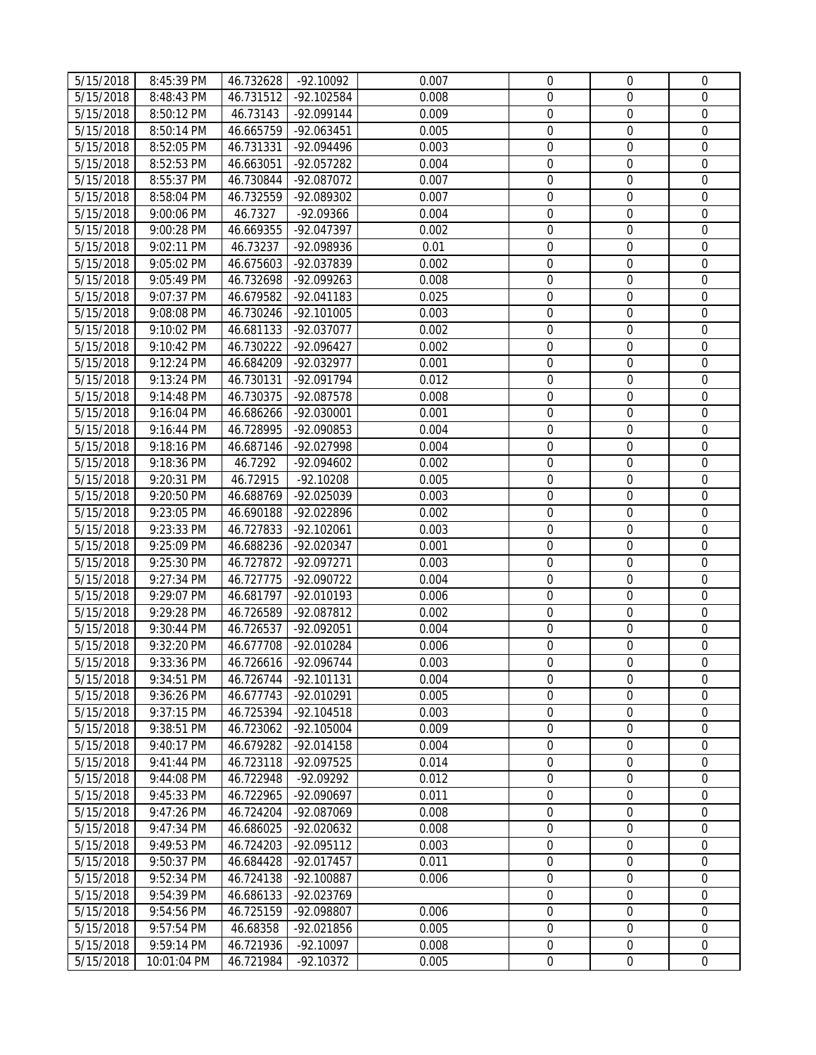| | | | | | | | |
|---|---|---|---|---|---|---|---|
| 5/15/2018 | 8:45:39 PM | 46.732628 | -92.10092 | 0.007 | 0 | 0 | 0 |
| 5/15/2018 | 8:48:43 PM | 46.731512 | -92.102584 | 0.008 | 0 | 0 | 0 |
| 5/15/2018 | 8:50:12 PM | 46.73143 | -92.099144 | 0.009 | 0 | 0 | 0 |
| 5/15/2018 | 8:50:14 PM | 46.665759 | -92.063451 | 0.005 | 0 | 0 | 0 |
| 5/15/2018 | 8:52:05 PM | 46.731331 | -92.094496 | 0.003 | 0 | 0 | 0 |
| 5/15/2018 | 8:52:53 PM | 46.663051 | -92.057282 | 0.004 | 0 | 0 | 0 |
| 5/15/2018 | 8:55:37 PM | 46.730844 | -92.087072 | 0.007 | 0 | 0 | 0 |
| 5/15/2018 | 8:58:04 PM | 46.732559 | -92.089302 | 0.007 | 0 | 0 | 0 |
| 5/15/2018 | 9:00:06 PM | 46.7327 | -92.09366 | 0.004 | 0 | 0 | 0 |
| 5/15/2018 | 9:00:28 PM | 46.669355 | -92.047397 | 0.002 | 0 | 0 | 0 |
| 5/15/2018 | 9:02:11 PM | 46.73237 | -92.098936 | 0.01 | 0 | 0 | 0 |
| 5/15/2018 | 9:05:02 PM | 46.675603 | -92.037839 | 0.002 | 0 | 0 | 0 |
| 5/15/2018 | 9:05:49 PM | 46.732698 | -92.099263 | 0.008 | 0 | 0 | 0 |
| 5/15/2018 | 9:07:37 PM | 46.679582 | -92.041183 | 0.025 | 0 | 0 | 0 |
| 5/15/2018 | 9:08:08 PM | 46.730246 | -92.101005 | 0.003 | 0 | 0 | 0 |
| 5/15/2018 | 9:10:02 PM | 46.681133 | -92.037077 | 0.002 | 0 | 0 | 0 |
| 5/15/2018 | 9:10:42 PM | 46.730222 | -92.096427 | 0.002 | 0 | 0 | 0 |
| 5/15/2018 | 9:12:24 PM | 46.684209 | -92.032977 | 0.001 | 0 | 0 | 0 |
| 5/15/2018 | 9:13:24 PM | 46.730131 | -92.091794 | 0.012 | 0 | 0 | 0 |
| 5/15/2018 | 9:14:48 PM | 46.730375 | -92.087578 | 0.008 | 0 | 0 | 0 |
| 5/15/2018 | 9:16:04 PM | 46.686266 | -92.030001 | 0.001 | 0 | 0 | 0 |
| 5/15/2018 | 9:16:44 PM | 46.728995 | -92.090853 | 0.004 | 0 | 0 | 0 |
| 5/15/2018 | 9:18:16 PM | 46.687146 | -92.027998 | 0.004 | 0 | 0 | 0 |
| 5/15/2018 | 9:18:36 PM | 46.7292 | -92.094602 | 0.002 | 0 | 0 | 0 |
| 5/15/2018 | 9:20:31 PM | 46.72915 | -92.10208 | 0.005 | 0 | 0 | 0 |
| 5/15/2018 | 9:20:50 PM | 46.688769 | -92.025039 | 0.003 | 0 | 0 | 0 |
| 5/15/2018 | 9:23:05 PM | 46.690188 | -92.022896 | 0.002 | 0 | 0 | 0 |
| 5/15/2018 | 9:23:33 PM | 46.727833 | -92.102061 | 0.003 | 0 | 0 | 0 |
| 5/15/2018 | 9:25:09 PM | 46.688236 | -92.020347 | 0.001 | 0 | 0 | 0 |
| 5/15/2018 | 9:25:30 PM | 46.727872 | -92.097271 | 0.003 | 0 | 0 | 0 |
| 5/15/2018 | 9:27:34 PM | 46.727775 | -92.090722 | 0.004 | 0 | 0 | 0 |
| 5/15/2018 | 9:29:07 PM | 46.681797 | -92.010193 | 0.006 | 0 | 0 | 0 |
| 5/15/2018 | 9:29:28 PM | 46.726589 | -92.087812 | 0.002 | 0 | 0 | 0 |
| 5/15/2018 | 9:30:44 PM | 46.726537 | -92.092051 | 0.004 | 0 | 0 | 0 |
| 5/15/2018 | 9:32:20 PM | 46.677708 | -92.010284 | 0.006 | 0 | 0 | 0 |
| 5/15/2018 | 9:33:36 PM | 46.726616 | -92.096744 | 0.003 | 0 | 0 | 0 |
| 5/15/2018 | 9:34:51 PM | 46.726744 | -92.101131 | 0.004 | 0 | 0 | 0 |
| 5/15/2018 | 9:36:26 PM | 46.677743 | -92.010291 | 0.005 | 0 | 0 | 0 |
| 5/15/2018 | 9:37:15 PM | 46.725394 | -92.104518 | 0.003 | 0 | 0 | 0 |
| 5/15/2018 | 9:38:51 PM | 46.723062 | -92.105004 | 0.009 | 0 | 0 | 0 |
| 5/15/2018 | 9:40:17 PM | 46.679282 | -92.014158 | 0.004 | 0 | 0 | 0 |
| 5/15/2018 | 9:41:44 PM | 46.723118 | -92.097525 | 0.014 | 0 | 0 | 0 |
| 5/15/2018 | 9:44:08 PM | 46.722948 | -92.09292 | 0.012 | 0 | 0 | 0 |
| 5/15/2018 | 9:45:33 PM | 46.722965 | -92.090697 | 0.011 | 0 | 0 | 0 |
| 5/15/2018 | 9:47:26 PM | 46.724204 | -92.087069 | 0.008 | 0 | 0 | 0 |
| 5/15/2018 | 9:47:34 PM | 46.686025 | -92.020632 | 0.008 | 0 | 0 | 0 |
| 5/15/2018 | 9:49:53 PM | 46.724203 | -92.095112 | 0.003 | 0 | 0 | 0 |
| 5/15/2018 | 9:50:37 PM | 46.684428 | -92.017457 | 0.011 | 0 | 0 | 0 |
| 5/15/2018 | 9:52:34 PM | 46.724138 | -92.100887 | 0.006 | 0 | 0 | 0 |
| 5/15/2018 | 9:54:39 PM | 46.686133 | -92.023769 | | 0 | 0 | 0 |
| 5/15/2018 | 9:54:56 PM | 46.725159 | -92.098807 | 0.006 | 0 | 0 | 0 |
| 5/15/2018 | 9:57:54 PM | 46.68358 | -92.021856 | 0.005 | 0 | 0 | 0 |
| 5/15/2018 | 9:59:14 PM | 46.721936 | -92.10097 | 0.008 | 0 | 0 | 0 |
| 5/15/2018 | 10:01:04 PM | 46.721984 | -92.10372 | 0.005 | 0 | 0 | 0 |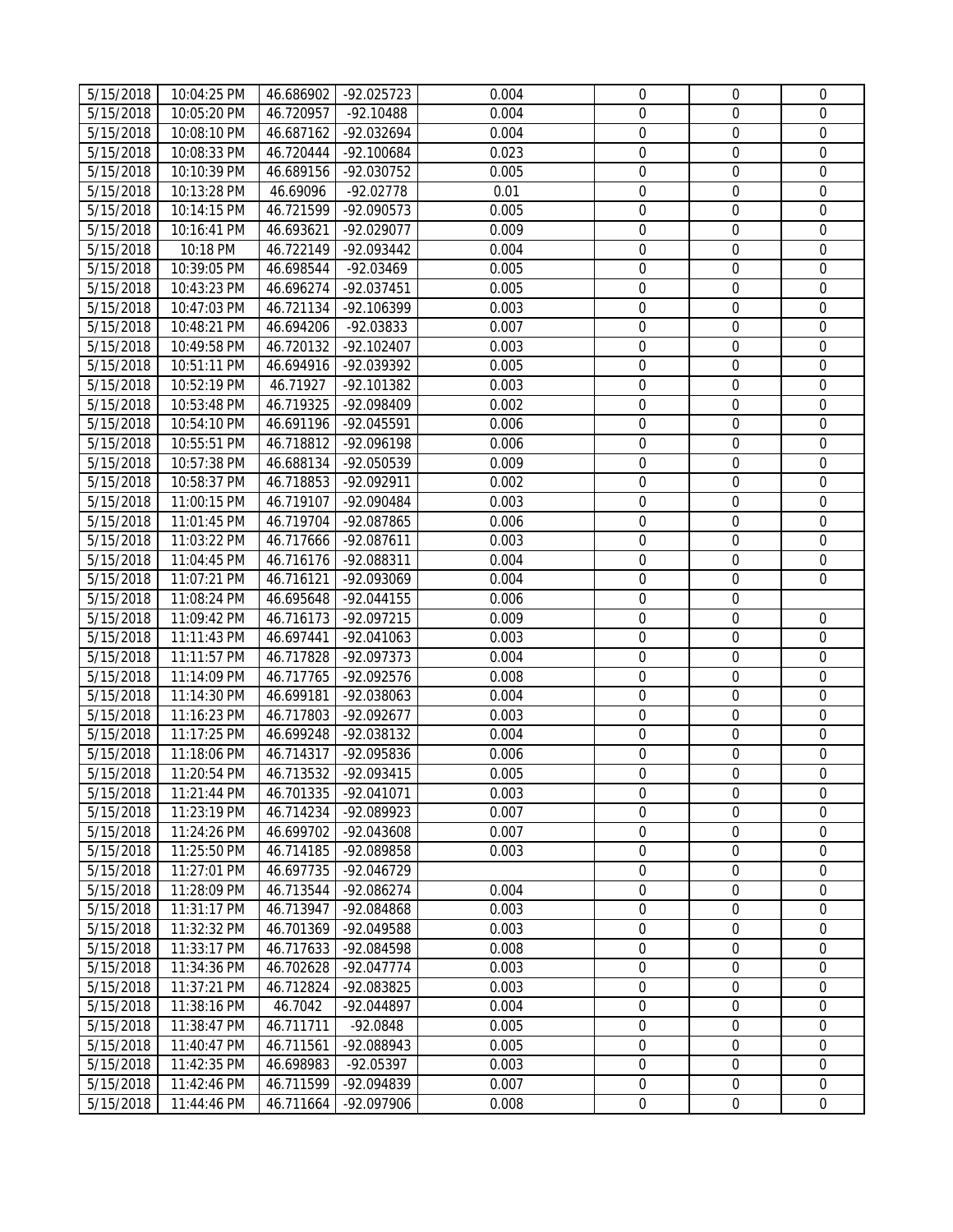| | | | | | | | |
|---|---|---|---|---|---|---|---|
| 5/15/2018 | 10:04:25 PM | 46.686902 | -92.025723 | 0.004 | 0 | 0 | 0 |
| 5/15/2018 | 10:05:20 PM | 46.720957 | -92.10488 | 0.004 | 0 | 0 | 0 |
| 5/15/2018 | 10:08:10 PM | 46.687162 | -92.032694 | 0.004 | 0 | 0 | 0 |
| 5/15/2018 | 10:08:33 PM | 46.720444 | -92.100684 | 0.023 | 0 | 0 | 0 |
| 5/15/2018 | 10:10:39 PM | 46.689156 | -92.030752 | 0.005 | 0 | 0 | 0 |
| 5/15/2018 | 10:13:28 PM | 46.69096 | -92.02778 | 0.01 | 0 | 0 | 0 |
| 5/15/2018 | 10:14:15 PM | 46.721599 | -92.090573 | 0.005 | 0 | 0 | 0 |
| 5/15/2018 | 10:16:41 PM | 46.693621 | -92.029077 | 0.009 | 0 | 0 | 0 |
| 5/15/2018 | 10:18 PM | 46.722149 | -92.093442 | 0.004 | 0 | 0 | 0 |
| 5/15/2018 | 10:39:05 PM | 46.698544 | -92.03469 | 0.005 | 0 | 0 | 0 |
| 5/15/2018 | 10:43:23 PM | 46.696274 | -92.037451 | 0.005 | 0 | 0 | 0 |
| 5/15/2018 | 10:47:03 PM | 46.721134 | -92.106399 | 0.003 | 0 | 0 | 0 |
| 5/15/2018 | 10:48:21 PM | 46.694206 | -92.03833 | 0.007 | 0 | 0 | 0 |
| 5/15/2018 | 10:49:58 PM | 46.720132 | -92.102407 | 0.003 | 0 | 0 | 0 |
| 5/15/2018 | 10:51:11 PM | 46.694916 | -92.039392 | 0.005 | 0 | 0 | 0 |
| 5/15/2018 | 10:52:19 PM | 46.71927 | -92.101382 | 0.003 | 0 | 0 | 0 |
| 5/15/2018 | 10:53:48 PM | 46.719325 | -92.098409 | 0.002 | 0 | 0 | 0 |
| 5/15/2018 | 10:54:10 PM | 46.691196 | -92.045591 | 0.006 | 0 | 0 | 0 |
| 5/15/2018 | 10:55:51 PM | 46.718812 | -92.096198 | 0.006 | 0 | 0 | 0 |
| 5/15/2018 | 10:57:38 PM | 46.688134 | -92.050539 | 0.009 | 0 | 0 | 0 |
| 5/15/2018 | 10:58:37 PM | 46.718853 | -92.092911 | 0.002 | 0 | 0 | 0 |
| 5/15/2018 | 11:00:15 PM | 46.719107 | -92.090484 | 0.003 | 0 | 0 | 0 |
| 5/15/2018 | 11:01:45 PM | 46.719704 | -92.087865 | 0.006 | 0 | 0 | 0 |
| 5/15/2018 | 11:03:22 PM | 46.717666 | -92.087611 | 0.003 | 0 | 0 | 0 |
| 5/15/2018 | 11:04:45 PM | 46.716176 | -92.088311 | 0.004 | 0 | 0 | 0 |
| 5/15/2018 | 11:07:21 PM | 46.716121 | -92.093069 | 0.004 | 0 | 0 | 0 |
| 5/15/2018 | 11:08:24 PM | 46.695648 | -92.044155 | 0.006 | 0 | 0 | |
| 5/15/2018 | 11:09:42 PM | 46.716173 | -92.097215 | 0.009 | 0 | 0 | 0 |
| 5/15/2018 | 11:11:43 PM | 46.697441 | -92.041063 | 0.003 | 0 | 0 | 0 |
| 5/15/2018 | 11:11:57 PM | 46.717828 | -92.097373 | 0.004 | 0 | 0 | 0 |
| 5/15/2018 | 11:14:09 PM | 46.717765 | -92.092576 | 0.008 | 0 | 0 | 0 |
| 5/15/2018 | 11:14:30 PM | 46.699181 | -92.038063 | 0.004 | 0 | 0 | 0 |
| 5/15/2018 | 11:16:23 PM | 46.717803 | -92.092677 | 0.003 | 0 | 0 | 0 |
| 5/15/2018 | 11:17:25 PM | 46.699248 | -92.038132 | 0.004 | 0 | 0 | 0 |
| 5/15/2018 | 11:18:06 PM | 46.714317 | -92.095836 | 0.006 | 0 | 0 | 0 |
| 5/15/2018 | 11:20:54 PM | 46.713532 | -92.093415 | 0.005 | 0 | 0 | 0 |
| 5/15/2018 | 11:21:44 PM | 46.701335 | -92.041071 | 0.003 | 0 | 0 | 0 |
| 5/15/2018 | 11:23:19 PM | 46.714234 | -92.089923 | 0.007 | 0 | 0 | 0 |
| 5/15/2018 | 11:24:26 PM | 46.699702 | -92.043608 | 0.007 | 0 | 0 | 0 |
| 5/15/2018 | 11:25:50 PM | 46.714185 | -92.089858 | 0.003 | 0 | 0 | 0 |
| 5/15/2018 | 11:27:01 PM | 46.697735 | -92.046729 | | 0 | 0 | 0 |
| 5/15/2018 | 11:28:09 PM | 46.713544 | -92.086274 | 0.004 | 0 | 0 | 0 |
| 5/15/2018 | 11:31:17 PM | 46.713947 | -92.084868 | 0.003 | 0 | 0 | 0 |
| 5/15/2018 | 11:32:32 PM | 46.701369 | -92.049588 | 0.003 | 0 | 0 | 0 |
| 5/15/2018 | 11:33:17 PM | 46.717633 | -92.084598 | 0.008 | 0 | 0 | 0 |
| 5/15/2018 | 11:34:36 PM | 46.702628 | -92.047774 | 0.003 | 0 | 0 | 0 |
| 5/15/2018 | 11:37:21 PM | 46.712824 | -92.083825 | 0.003 | 0 | 0 | 0 |
| 5/15/2018 | 11:38:16 PM | 46.7042 | -92.044897 | 0.004 | 0 | 0 | 0 |
| 5/15/2018 | 11:38:47 PM | 46.711711 | -92.0848 | 0.005 | 0 | 0 | 0 |
| 5/15/2018 | 11:40:47 PM | 46.711561 | -92.088943 | 0.005 | 0 | 0 | 0 |
| 5/15/2018 | 11:42:35 PM | 46.698983 | -92.05397 | 0.003 | 0 | 0 | 0 |
| 5/15/2018 | 11:42:46 PM | 46.711599 | -92.094839 | 0.007 | 0 | 0 | 0 |
| 5/15/2018 | 11:44:46 PM | 46.711664 | -92.097906 | 0.008 | 0 | 0 | 0 |